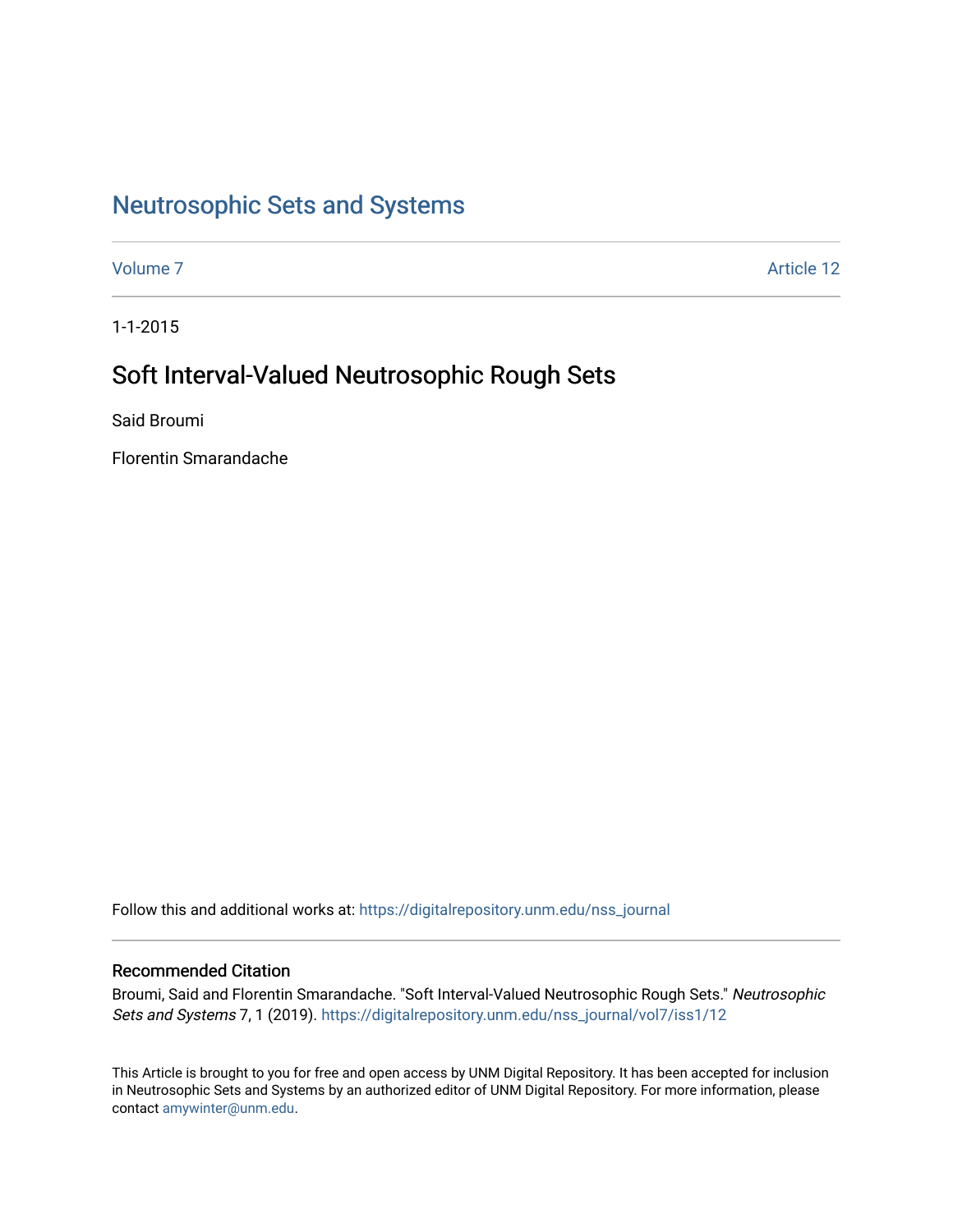# Neutrosophic Sets and Systems

Volume 7 Article 12

1-1-2015

## Soft Interval-Valued Neutrosophic Rough Sets

Said Broumi

Florentin Smarandache

Follow this and additional works at: https://digitalrepository.unm.edu/nss_journal

### Recommended Citation

Broumi, Said and Florentin Smarandache. "Soft Interval-Valued Neutrosophic Rough Sets." *Neutrosophic Sets and Systems* 7, 1 (2019). https://digitalrepository.unm.edu/nss_journal/vol7/iss1/12

This Article is brought to you for free and open access by UNM Digital Repository. It has been accepted for inclusion in Neutrosophic Sets and Systems by an authorized editor of UNM Digital Repository. For more information, please contact amywinter@unm.edu.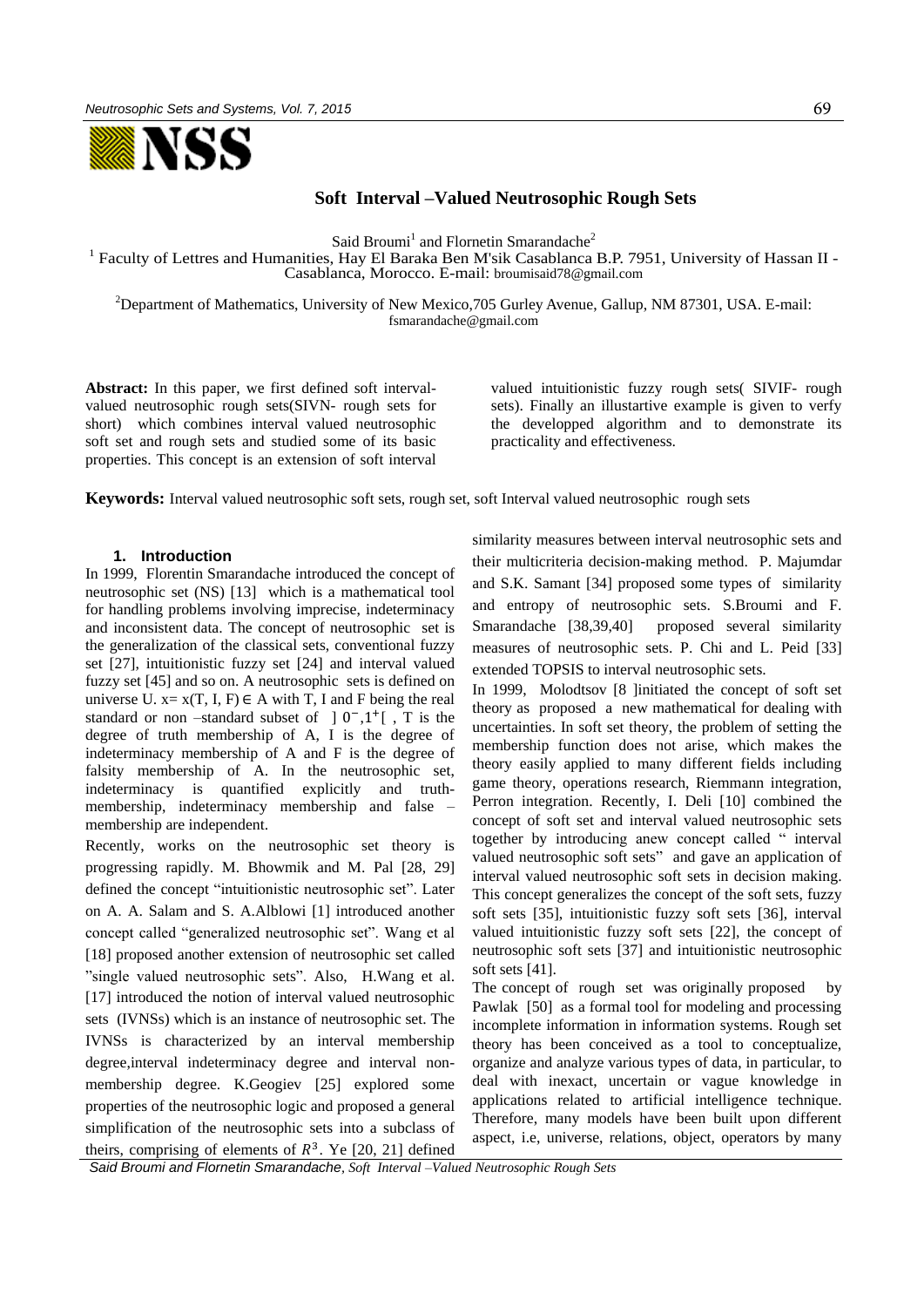# Soft Interval –Valued Neutrosophic Rough Sets

Said Broumi[1] and Flornetin Smarandache[2]

[1] Faculty of Lettres and Humanities, Hay El Baraka Ben M'sik Casablanca B.P. 7951, University of Hassan II - Casablanca, Morocco. E-mail: broumisaid78@gmail.com

[2] Department of Mathematics, University of New Mexico,705 Gurley Avenue, Gallup, NM 87301, USA. E-mail: fsmarandache@gmail.com

**Abstract:** In this paper, we first defined soft interval-valued neutrosophic rough sets(SIVN- rough sets for short) which combines interval valued neutrosophic soft set and rough sets and studied some of its basic properties. This concept is an extension of soft interval valued intuitionistic fuzzy rough sets( SIVIF- rough sets). Finally an illustartive example is given to verfy the developped algorithm and to demonstrate its practicality and effectiveness.

**Keywords:** Interval valued neutrosophic soft sets, rough set, soft Interval valued neutrosophic rough sets

## 1. Introduction

In 1999, Florentin Smarandache introduced the concept of neutrosophic set (NS) [13] which is a mathematical tool for handling problems involving imprecise, indeterminacy and inconsistent data. The concept of neutrosophic set is the generalization of the classical sets, conventional fuzzy set [27], intuitionistic fuzzy set [24] and interval valued fuzzy set [45] and so on. A neutrosophic sets is defined on universe U. x= x(T, I, F) $\in$ A with T, I and F being the real standard or non –standard subset of $]\,0^{-},1^{+}[$ , T is the degree of truth membership of A, I is the degree of indeterminacy membership of A and F is the degree of falsity membership of A. In the neutrosophic set, indeterminacy is quantified explicitly and truth-membership, indeterminacy membership and false –membership are independent.

Recently, works on the neutrosophic set theory is progressing rapidly. M. Bhowmik and M. Pal [28, 29] defined the concept "intuitionistic neutrosophic set". Later on A. A. Salam and S. A.Alblowi [1] introduced another concept called "generalized neutrosophic set". Wang et al [18] proposed another extension of neutrosophic set called "single valued neutrosophic sets". Also, H.Wang et al. [17] introduced the notion of interval valued neutrosophic sets (IVNSs) which is an instance of neutrosophic set. The IVNSs is characterized by an interval membership degree,interval indeterminacy degree and interval non-membership degree. K.Geogiev [25] explored some properties of the neutrosophic logic and proposed a general simplification of the neutrosophic sets into a subclass of theirs, comprising of elements of $R^3$. Ye [20, 21] defined similarity measures between interval neutrosophic sets and their multicriteria decision-making method. P. Majumdar and S.K. Samant [34] proposed some types of similarity and entropy of neutrosophic sets. S.Broumi and F. Smarandache [38,39,40] proposed several similarity measures of neutrosophic sets. P. Chi and L. Peid [33] extended TOPSIS to interval neutrosophic sets.

In 1999, Molodtsov [8 ]initiated the concept of soft set theory as proposed a new mathematical for dealing with uncertainties. In soft set theory, the problem of setting the membership function does not arise, which makes the theory easily applied to many different fields including game theory, operations research, Riemmann integration, Perron integration. Recently, I. Deli [10] combined the concept of soft set and interval valued neutrosophic sets together by introducing anew concept called " interval valued neutrosophic soft sets" and gave an application of interval valued neutrosophic soft sets in decision making. This concept generalizes the concept of the soft sets, fuzzy soft sets [35], intuitionistic fuzzy soft sets [36], interval valued intuitionistic fuzzy soft sets [22], the concept of neutrosophic soft sets [37] and intuitionistic neutrosophic soft sets [41].

The concept of rough set was originally proposed by Pawlak [50] as a formal tool for modeling and processing incomplete information in information systems. Rough set theory has been conceived as a tool to conceptualize, organize and analyze various types of data, in particular, to deal with inexact, uncertain or vague knowledge in applications related to artificial intelligence technique. Therefore, many models have been built upon different aspect, i.e, universe, relations, object, operators by many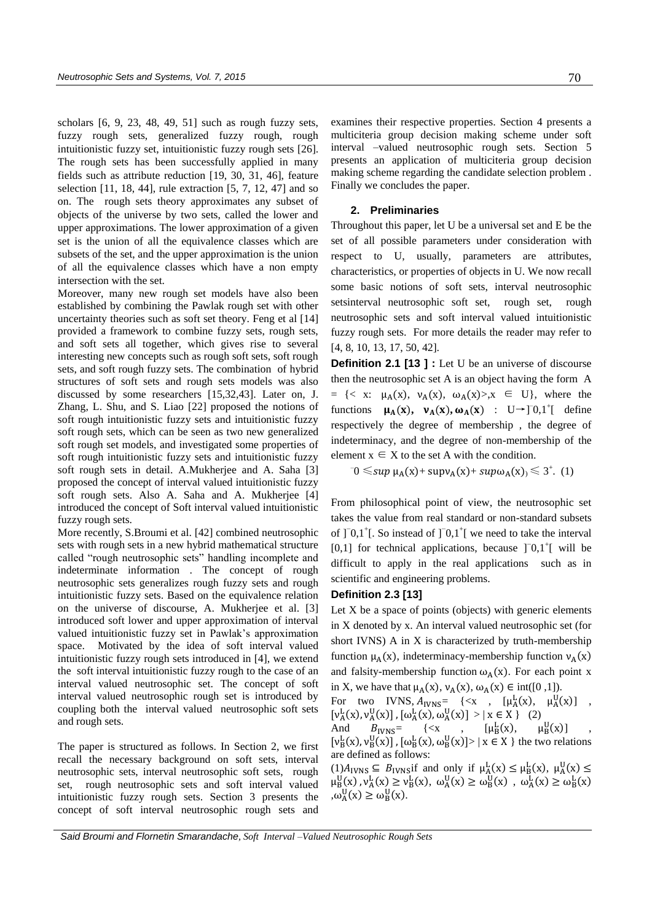scholars [6, 9, 23, 48, 49, 51] such as rough fuzzy sets, fuzzy rough sets, generalized fuzzy rough, rough intuitionistic fuzzy set, intuitionistic fuzzy rough sets [26]. The rough sets has been successfully applied in many fields such as attribute reduction [19, 30, 31, 46], feature selection [11, 18, 44], rule extraction [5, 7, 12, 47] and so on. The rough sets theory approximates any subset of objects of the universe by two sets, called the lower and upper approximations. The lower approximation of a given set is the union of all the equivalence classes which are subsets of the set, and the upper approximation is the union of all the equivalence classes which have a non empty intersection with the set.

Moreover, many new rough set models have also been established by combining the Pawlak rough set with other uncertainty theories such as soft set theory. Feng et al [14] provided a framework to combine fuzzy sets, rough sets, and soft sets all together, which gives rise to several interesting new concepts such as rough soft sets, soft rough sets, and soft rough fuzzy sets. The combination of hybrid structures of soft sets and rough sets models was also discussed by some researchers [15,32,43]. Later on, J. Zhang, L. Shu, and S. Liao [22] proposed the notions of soft rough intuitionistic fuzzy sets and intuitionistic fuzzy soft rough sets, which can be seen as two new generalized soft rough set models, and investigated some properties of soft rough intuitionistic fuzzy sets and intuitionistic fuzzy soft rough sets in detail. A.Mukherjee and A. Saha [3] proposed the concept of interval valued intuitionistic fuzzy soft rough sets. Also A. Saha and A. Mukherjee [4] introduced the concept of Soft interval valued intuitionistic fuzzy rough sets.

More recently, S.Broumi et al. [42] combined neutrosophic sets with rough sets in a new hybrid mathematical structure called "rough neutrosophic sets" handling incomplete and indeterminate information . The concept of rough neutrosophic sets generalizes rough fuzzy sets and rough intuitionistic fuzzy sets. Based on the equivalence relation on the universe of discourse, A. Mukherjee et al. [3] introduced soft lower and upper approximation of interval valued intuitionistic fuzzy set in Pawlak's approximation space. Motivated by the idea of soft interval valued intuitionistic fuzzy rough sets introduced in [4], we extend the soft interval intuitionistic fuzzy rough to the case of an interval valued neutrosophic set. The concept of soft interval valued neutrosophic rough set is introduced by coupling both the interval valued neutrosophic soft sets and rough sets.

The paper is structured as follows. In Section 2, we first recall the necessary background on soft sets, interval neutrosophic sets, interval neutrosophic soft sets, rough set, rough neutrosophic sets and soft interval valued intuitionistic fuzzy rough sets. Section 3 presents the concept of soft interval neutrosophic rough sets and examines their respective properties. Section 4 presents a multiciteria group decision making scheme under soft interval –valued neutrosophic rough sets. Section 5 presents an application of multiciteria group decision making scheme regarding the candidate selection problem . Finally we concludes the paper.

## 2. Preliminaries

Throughout this paper, let U be a universal set and E be the set of all possible parameters under consideration with respect to U, usually, parameters are attributes, characteristics, or properties of objects in U. We now recall some basic notions of soft sets, interval neutrosophic setsinterval neutrosophic soft set, rough set, rough neutrosophic sets and soft interval valued intuitionistic fuzzy rough sets. For more details the reader may refer to [4, 8, 10, 13, 17, 50, 42].

**Definition 2.1 [13 ] :** Let U be an universe of discourse then the neutrosophic set A is an object having the form $A = \{< x: \mu_A(x), \nu_A(x), \omega_A(x)>, x \in U\}$, where the functions $\mu_A(x), \nu_A(x), \omega_A(x)$ : $U \rightarrow ]^-0,1^+[$ define respectively the degree of membership , the degree of indeterminacy, and the degree of non-membership of the element $x \in X$ to the set A with the condition.

$$^-0 \leqslant sup\, \mu_A(x) + sup\nu_A(x) + sup\omega_A(x) \leqslant 3^+. \quad (1)$$

From philosophical point of view, the neutrosophic set takes the value from real standard or non-standard subsets of $]^-0,1^+[$. So instead of $]^-0,1^+[$ we need to take the interval [0,1] for technical applications, because $]^-0,1^+[$ will be difficult to apply in the real applications such as in scientific and engineering problems.

**Definition 2.3 [13]**

Let X be a space of points (objects) with generic elements in X denoted by x. An interval valued neutrosophic set (for short IVNS) A in X is characterized by truth-membership function $\mu_A(x)$, indeterminacy-membership function $\nu_A(x)$ and falsity-membership function $\omega_A(x)$. For each point x in X, we have that $\mu_A(x), \nu_A(x), \omega_A(x) \in$ int([0 ,1]).

For two IVNS, $A_{IVNS}$= $\{<x , [\mu_A^L(x), \mu_A^U(x)] , [\nu_A^L(x), \nu_A^U(x)] , [\omega_A^L(x), \omega_A^U(x)] > | x \in X\}$ (2)

And $B_{IVNS}$= $\{<x , [\mu_B^L(x), \mu_B^U(x)] , [\nu_B^L(x), \nu_B^U(x)] , [\omega_B^L(x), \omega_B^U(x)]> | x \in X\}$ the two relations are defined as follows:

(1)$A_{IVNS} \subseteq B_{IVNS}$if and only if $\mu_A^L(x) \leq \mu_B^L(x)$, $\mu_A^U(x) \leq \mu_B^U(x)$ ,$\nu_A^L(x) \geq \nu_B^L(x)$, $\omega_A^U(x) \geq \omega_B^U(x)$ , $\omega_A^L(x) \geq \omega_B^L(x)$ ,$\omega_A^U(x) \geq \omega_B^U(x)$.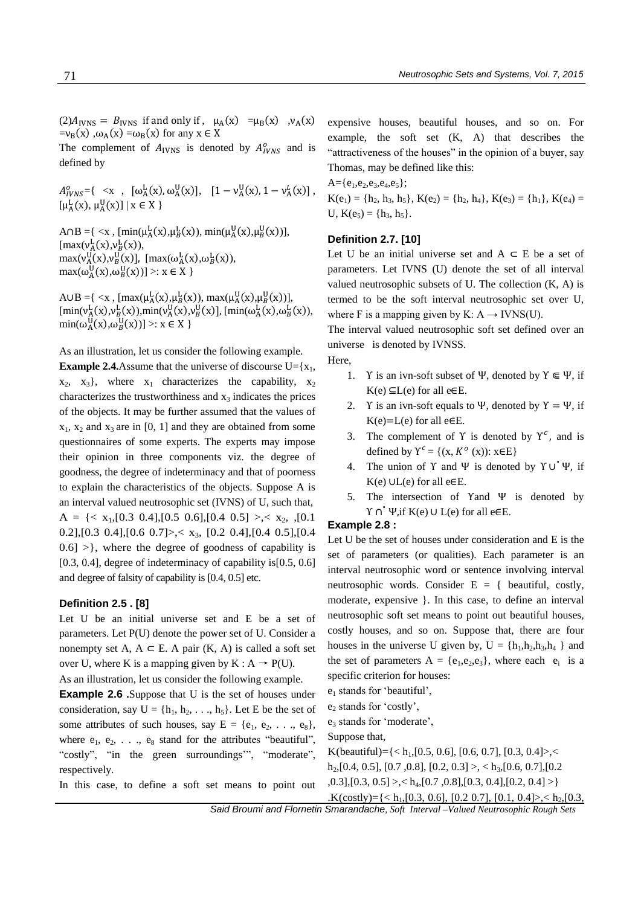(2)$A_{\text{IVNS}} = B_{\text{IVNS}}$ if and only if , $\mu_A(x) = \mu_B(x)$ ,$\nu_A(x) = \nu_B(x)$ ,$\omega_A(x) = \omega_B(x)$ for any $x \in X$

The complement of $A_{\text{IVNS}}$ is denoted by $A^o_{IVNS}$ and is defined by

$A^o_{IVNS}$={ <x , $[\omega^L_A(x), \omega^U_A(x)]$, $[1-\nu^U_A(x), 1-\nu^L_A(x)]$ , $[\mu^L_A(x), \mu^U_A(x)]$ | x ∈ X }

A∩B ={ <x , $[\min(\mu^L_A(x),\mu^L_B(x)), \min(\mu^U_A(x),\mu^U_B(x))]$, $[\max(\nu^L_A(x),\nu^L_B(x)), \max(\nu^U_A(x),\nu^U_B(x))]$, $[\max(\omega^L_A(x),\omega^L_B(x)), \max(\omega^U_A(x),\omega^U_B(x))]$ >: x ∈ X }

A∪B ={ <x , $[\max(\mu^L_A(x),\mu^L_B(x)), \max(\mu^U_A(x),\mu^U_B(x))]$, $[\min(\nu^L_A(x),\nu^L_B(x)),\min(\nu^U_A(x),\nu^U_B(x)]$, $[\min(\omega^L_A(x),\omega^L_B(x)), \min(\omega^U_A(x),\omega^U_B(x))]$ >: x ∈ X }

As an illustration, let us consider the following example.

**Example 2.4.**Assume that the universe of discourse U={$x_1$, $x_2$, $x_3$}, where $x_1$ characterizes the capability, $x_2$ characterizes the trustworthiness and $x_3$ indicates the prices of the objects. It may be further assumed that the values of $x_1$, $x_2$ and $x_3$ are in [0, 1] and they are obtained from some questionnaires of some experts. The experts may impose their opinion in three components viz. the degree of goodness, the degree of indeterminacy and that of poorness to explain the characteristics of the objects. Suppose A is an interval valued neutrosophic set (IVNS) of U, such that,
A = {< $x_1$,[0.3 0.4],[0.5 0.6],[0.4 0.5] >,< $x_2$, ,[0.1 0.2],[0.3 0.4],[0.6 0.7]>,< $x_3$, [0.2 0.4],[0.4 0.5],[0.4 0.6] >}, where the degree of goodness of capability is [0.3, 0.4], degree of indeterminacy of capability is[0.5, 0.6] and degree of falsity of capability is [0.4, 0.5] etc.

**Definition 2.5 . [8]**

Let U be an initial universe set and E be a set of parameters. Let P(U) denote the power set of U. Consider a nonempty set A, A ⊂ E. A pair (K, A) is called a soft set over U, where K is a mapping given by K : A → P(U).

As an illustration, let us consider the following example.

**Example 2.6 .**Suppose that U is the set of houses under consideration, say U = {$h_1$, $h_2$, . . ., $h_5$}. Let E be the set of some attributes of such houses, say E = {$e_1$, $e_2$, . . ., $e_8$}, where $e_1$, $e_2$, . . ., $e_8$ stand for the attributes "beautiful", "costly", "in the green surroundings'", "moderate", respectively.

In this case, to define a soft set means to point out expensive houses, beautiful houses, and so on. For example, the soft set (K, A) that describes the "attractiveness of the houses" in the opinion of a buyer, say Thomas, may be defined like this:

A={$e_1$,$e_2$,$e_3$,$e_4$,$e_5$};

K($e_1$) = {$h_2$, $h_3$, $h_5$}, K($e_2$) = {$h_2$, $h_4$}, K($e_3$) = {$h_1$}, K($e_4$) = U, K($e_5$) = {$h_3$, $h_5$}.

**Definition 2.7. [10]**

Let U be an initial universe set and A ⊂ E be a set of parameters. Let IVNS (U) denote the set of all interval valued neutrosophic subsets of U. The collection (K, A) is termed to be the soft interval neutrosophic set over U, where F is a mapping given by K: A → IVNS(U).

The interval valued neutrosophic soft set defined over an universe is denoted by IVNSS.

Here,

1. ϒ is an ivn-soft subset of Ψ, denoted by ϒ ⋐ Ψ, if K(e) ⊆L(e) for all e∈E.
2. ϒ is an ivn-soft equals to Ψ, denoted by ϒ = Ψ, if K(e)=L(e) for all e∈E.
3. The complement of ϒ is denoted by $ϒ^c$, and is defined by $ϒ^c$ = {(x, $K^o$ (x)): x∈E}
4. The union of ϒ and Ψ is denoted by ϒ ∪̈ Ψ, if K(e) ∪L(e) for all e∈E.
5. The intersection of ϒand Ψ is denoted by ϒ ∩̈ Ψ,if K(e) ∪ L(e) for all e∈E.

**Example 2.8 :**

Let U be the set of houses under consideration and E is the set of parameters (or qualities). Each parameter is an interval neutrosophic word or sentence involving interval neutrosophic words. Consider E = { beautiful, costly, moderate, expensive }. In this case, to define an interval neutrosophic soft set means to point out beautiful houses, costly houses, and so on. Suppose that, there are four houses in the universe U given by, U = {$h_1$,$h_2$,$h_3$,$h_4$ } and the set of parameters A = {$e_1$,$e_2$,$e_3$}, where each $e_i$ is a specific criterion for houses:

$e_1$ stands for 'beautiful',

$e_2$ stands for 'costly',

$e_3$ stands for 'moderate',

Suppose that,

K(beautiful)={< $h_1$,[0.5, 0.6], [0.6, 0.7], [0.3, 0.4]>,< $h_2$,[0.4, 0.5], [0.7 ,0.8], [0.2, 0.3] >, < $h_3$,[0.6, 0.7],[0.2 ,0.3],[0.3, 0.5] >,< $h_4$,[0.7 ,0.8],[0.3, 0.4],[0.2, 0.4] >}

.K(costly)={< $h_1$,[0.3, 0.6], [0.2 0.7], [0.1, 0.4]>,< $h_2$,[0.3,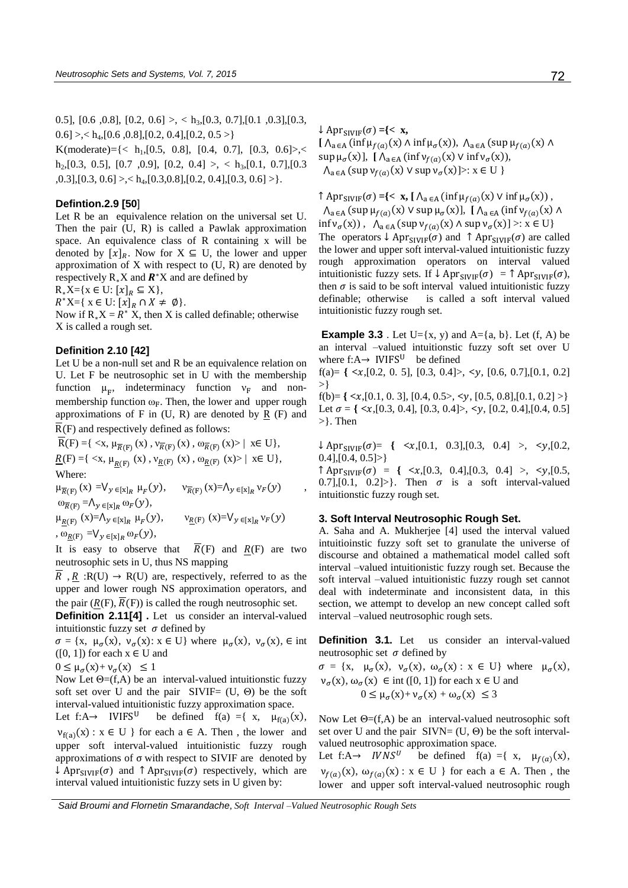0.5], [0.6 ,0.8], [0.2, 0.6] >, < $h_3$,[0.3, 0.7],[0.1 ,0.3],[0.3, 0.6] >,< $h_4$,[0.6 ,0.8],[0.2, 0.4],[0.2, 0.5 >}

K(moderate)={< $h_1$,[0.5, 0.8], [0.4, 0.7], [0.3, 0.6]>,< $h_2$,[0.3, 0.5], [0.7 ,0.9], [0.2, 0.4] >, < $h_3$,[0.1, 0.7],[0.3 ,0.3],[0.3, 0.6] >,< $h_4$,[0.3,0.8],[0.2, 0.4],[0.3, 0.6] >}.

#### Defintion.2.9 [50]

Let R be an equivalence relation on the universal set U. Then the pair (U, R) is called a Pawlak approximation space. An equivalence class of R containing x will be denoted by $[x]_R$. Now for $X \subseteq U$, the lower and upper approximation of X with respect to (U, R) are denoted by respectively $R_*X$ and $\boldsymbol{R}^*X$ and are defined by

$R_*X=\{x \in U: [x]_R \subseteq X\}$,

$R^*X=\{ x \in U: [x]_R \cap X \neq \emptyset\}$.

Now if $R_*X = R^*X$, then X is called definable; otherwise X is called a rough set.

#### Definition 2.10 [42]

Let U be a non-null set and R be an equivalence relation on U. Let F be neutrosophic set in U with the membership function $\mu_F$, indeterminacy function $\nu_F$ and non-membership function $\omega_F$. Then, the lower and upper rough approximations of F in (U, R) are denoted by $\underline{R}$ (F) and $\overline{R}(F)$ and respectively defined as follows:

$\overline{R}(F) =\{ <x, \mu_{\overline{R}(F)}(x), \nu_{\overline{R}(F)}(x), \omega_{\overline{R}(F)}(x)> \mid x\in U\}$,

$\underline{R}(F) =\{ <x, \mu_{\underline{R}(F)}(x), \nu_{\underline{R}(F)}(x), \omega_{\underline{R}(F)}(x)> \mid x\in U\}$,

Where:

$\mu_{\overline{R}(F)}(x) =\bigvee_{y \in [x]_R} \mu_F(y)$, $\nu_{\overline{R}(F)}(x)=\bigwedge_{y \in [x]_R} \nu_F(y)$ , $\omega_{\overline{R}(F)} =\bigwedge_{y \in [x]_R} \omega_F(y)$,

$\mu_{\underline{R}(F)}(x)=\bigwedge_{y \in [x]_R} \mu_F(y)$, $\nu_{\underline{R}(F)}(x)=\bigvee_{y \in [x]_R} \nu_F(y)$ , $\omega_{\underline{R}(F)} =\bigvee_{y \in [x]_R} \omega_F(y)$,

It is easy to observe that $\overline{R}(F)$ and $\underline{R}(F)$ are two neutrosophic sets in U, thus NS mapping

$\overline{R}$ , $\underline{R}$ :R(U) → R(U) are, respectively, referred to as the upper and lower rough NS approximation operators, and the pair ($\underline{R}(F)$, $\overline{R}(F)$) is called the rough neutrosophic set.

**Definition 2.11[4] .** Let us consider an interval-valued intuitionstic fuzzy set $\sigma$ defined by

$\sigma = \{x, \mu_\sigma(x), \nu_\sigma(x): x \in U\}$ where $\mu_\sigma(x)$, $\nu_\sigma(x)$, $\in$ int ([0, 1]) for each $x \in U$ and

$0 \le \mu_\sigma(x)+ \nu_\sigma(x) \le 1$

Now Let $\Theta$=(f,A) be an interval-valued intuitionstic fuzzy soft set over U and the pair SIVIF= (U, $\Theta$) be the soft interval-valued intuitionistic fuzzy approximation space.

Let f:A→ $\text{IVIFS}^U$ be defined f(a) ={ x, $\mu_{f(a)}(x)$, $\nu_{f(a)}(x)$ : $x \in U$ } for each $a \in A$. Then , the lower and upper soft interval-valued intuitionistic fuzzy rough approximations of $\sigma$ with respect to SIVIF are denoted by $\downarrow \text{Apr}_{\text{SIVIF}}(\sigma)$ and $\uparrow \text{Apr}_{\text{SIVIF}}(\sigma)$ respectively, which are interval valued intuitionistic fuzzy sets in U given by:

$\downarrow \text{Apr}_{\text{SIVIF}}(\sigma)$ ={< x,
[ $\bigwedge_{a \in A}(\inf \mu_{f(a)}(x) \wedge \inf \mu_\sigma(x))$, $\bigwedge_{a \in A}(\sup \mu_{f(a)}(x) \wedge \sup \mu_\sigma(x)]$, [ $\bigwedge_{a \in A}(\inf \nu_{f(a)}(x) \vee \inf \nu_\sigma(x))$, $\bigwedge_{a \in A}(\sup \nu_{f(a)}(x) \vee \sup \nu_\sigma(x)]$>: $x \in U$ }

$\uparrow \text{Apr}_{\text{SIVIF}}(\sigma)$ ={< x, [ $\bigwedge_{a \in A}(\inf \mu_{f(a)}(x) \vee \inf \mu_\sigma(x))$ , $\bigwedge_{a \in A}(\sup \mu_{f(a)}(x) \vee \sup \mu_\sigma(x)]$, [ $\bigwedge_{a \in A}(\inf \nu_{f(a)}(x) \wedge \inf \nu_\sigma(x))$ , $\bigwedge_{a \in A}(\sup \nu_{f(a)}(x) \wedge \sup \nu_\sigma(x)]$ >: $x \in U$}

The operators $\downarrow \text{Apr}_{\text{SIVIF}}(\sigma)$ and $\uparrow \text{Apr}_{\text{SIVIF}}(\sigma)$ are called the lower and upper soft interval-valued intuitionistic fuzzy rough approximation operators on interval valued intuitionistic fuzzy sets. If $\downarrow \text{Apr}_{\text{SIVIF}}(\sigma) = \uparrow \text{Apr}_{\text{SIVIF}}(\sigma)$, then $\sigma$ is said to be soft interval valued intuitionistic fuzzy definable; otherwise is called a soft interval valued intuitionistic fuzzy rough set.

**Example 3.3** . Let U={x, y) and A={a, b}. Let (f, A) be an interval –valued intuitionstic fuzzy soft set over U where f:A→ $\text{IVIFS}^U$ be defined

f(a)= { <$x$,[0.2, 0. 5], [0.3, 0.4]>, <$y$, [0.6, 0.7],[0.1, 0.2] >}

f(b)= { <$x$,[0.1, 0. 3], [0.4, 0.5>, <$y$, [0.5, 0.8],[0.1, 0.2] >}

Let $\sigma$ = { <$x$,[0.3, 0.4], [0.3, 0.4]>, <$y$, [0.2, 0.4],[0.4, 0.5] >}. Then

$\downarrow \text{Apr}_{\text{SIVIF}}(\sigma)$= { <$x$,[0.1, 0.3],[0.3, 0.4] >, <$y$,[0.2, 0.4],[0.4, 0.5]>}

$\uparrow \text{Apr}_{\text{SIVIF}}(\sigma)$ = { <$x$,[0.3, 0.4],[0.3, 0.4] >, <$y$,[0.5, 0.7],[0.1, 0.2]>}. Then $\sigma$ is a soft interval-valued intuitionistic fuzzy rough set.

### 3. Soft Interval Neutrosophic Rough Set.

A. Saha and A. Mukherjee [4] used the interval valued intuitioinstic fuzzy soft set to granulate the universe of discourse and obtained a mathematical model called soft interval –valued intuitionistic fuzzy rough set. Because the soft interval –valued intuitionistic fuzzy rough set cannot deal with indeterminate and inconsistent data, in this section, we attempt to develop an new concept called soft interval –valued neutrosophic rough sets.

**Definition 3.1.** Let us consider an interval-valued neutrosophic set $\sigma$ defined by

$\sigma = \{x, \mu_\sigma(x), \nu_\sigma(x), \omega_\sigma(x) : x \in U\}$ where $\mu_\sigma(x)$, $\nu_\sigma(x)$, $\omega_\sigma(x) \in$ int ([0, 1]) for each $x \in U$ and

$$0 \le \mu_\sigma(x)+ \nu_\sigma(x) + \omega_\sigma(x) \le 3$$

Now Let $\Theta$=(f,A) be an interval-valued neutrosophic soft set over U and the pair SIVN= (U, $\Theta$) be the soft interval-valued neutrosophic approximation space.

Let f:A→ $IVNS^U$ be defined f(a) ={ x, $\mu_{f(a)}(x)$, $\nu_{f(a)}(x)$, $\omega_{f(a)}(x)$ : $x \in U$ } for each $a \in A$. Then , the lower and upper soft interval-valued neutrosophic rough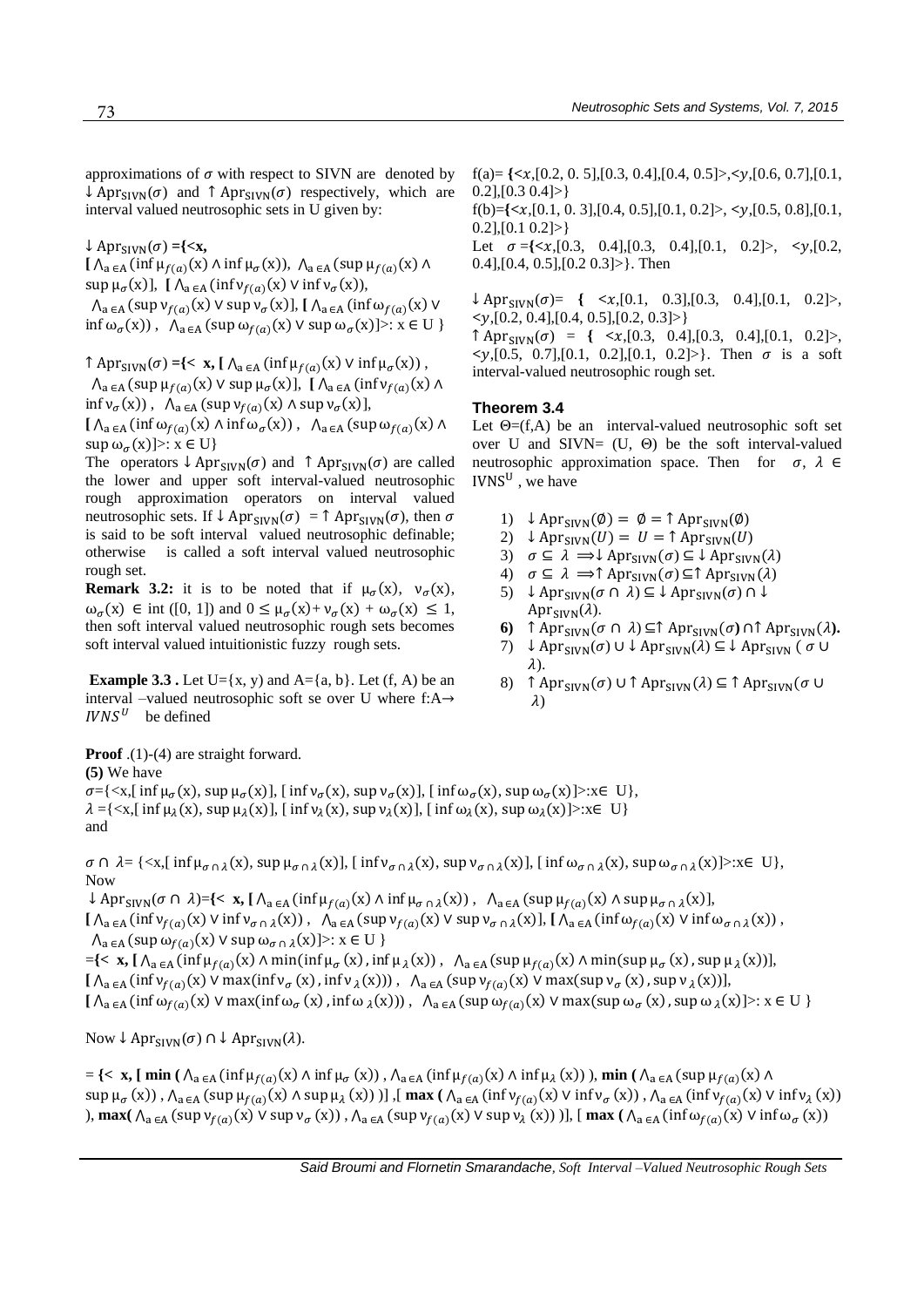approximations of $\sigma$ with respect to SIVN are denoted by $\downarrow \text{Apr}_{\text{SIVN}}(\sigma)$ and $\uparrow \text{Apr}_{\text{SIVN}}(\sigma)$ respectively, which are interval valued neutrosophic sets in U given by:

$$\downarrow \text{Apr}_{\text{SIVN}}(\sigma) = \{<x, [\wedge_{a\in A}(\inf \mu_{f(a)}(x) \wedge \inf \mu_\sigma(x)),\ \wedge_{a\in A}(\sup \mu_{f(a)}(x) \wedge \sup \mu_\sigma(x)],\ [\wedge_{a\in A}(\inf \nu_{f(a)}(x) \vee \inf \nu_\sigma(x)),\ \wedge_{a\in A}(\sup \nu_{f(a)}(x) \vee \sup \nu_\sigma(x)],\ [\wedge_{a\in A}(\inf \omega_{f(a)}(x) \vee \inf \omega_\sigma(x)),\ \wedge_{a\in A}(\sup \omega_{f(a)}(x) \vee \sup \omega_\sigma(x)]>: x \in U\}$$

$$\uparrow \text{Apr}_{\text{SIVN}}(\sigma) = \{<x, [\wedge_{a\in A}(\inf \mu_{f(a)}(x) \vee \inf \mu_\sigma(x)),\ \wedge_{a\in A}(\sup \mu_{f(a)}(x) \vee \sup \mu_\sigma(x)],\ [\wedge_{a\in A}(\inf \nu_{f(a)}(x) \wedge \inf \nu_\sigma(x)),\ \wedge_{a\in A}(\sup \nu_{f(a)}(x) \wedge \sup \nu_\sigma(x)],\ [\wedge_{a\in A}(\inf \omega_{f(a)}(x) \wedge \inf \omega_\sigma(x)),\ \wedge_{a\in A}(\sup \omega_{f(a)}(x) \wedge \sup \omega_\sigma(x)]>: x \in U\}$$

The operators $\downarrow \text{Apr}_{\text{SIVN}}(\sigma)$ and $\uparrow \text{Apr}_{\text{SIVN}}(\sigma)$ are called the lower and upper soft interval-valued neutrosophic rough approximation operators on interval valued neutrosophic sets. If $\downarrow \text{Apr}_{\text{SIVN}}(\sigma) = \uparrow \text{Apr}_{\text{SIVN}}(\sigma)$, then $\sigma$ is said to be soft interval valued neutrosophic definable; otherwise is called a soft interval valued neutrosophic rough set.

**Remark 3.2:** it is to be noted that if $\mu_\sigma(x)$, $\nu_\sigma(x)$, $\omega_\sigma(x) \in$ int ([0, 1]) and $0 \leq \mu_\sigma(x) + \nu_\sigma(x) + \omega_\sigma(x) \leq 1$, then soft interval valued neutrosophic rough sets becomes soft interval valued intuitionistic fuzzy rough sets.

**Example 3.3 .** Let U={x, y} and A={a, b}. Let (f, A) be an interval –valued neutrosophic soft se over U where f:A→ $IVNS^U$ be defined

f(a)= {<$x$,[0.2, 0. 5],[0.3, 0.4],[0.4, 0.5]>,<$y$,[0.6, 0.7],[0.1, 0.2],[0.3 0.4]>}

f(b)={<$x$,[0.1, 0. 3],[0.4, 0.5],[0.1, 0.2]>, <$y$,[0.5, 0.8],[0.1, 0.2],[0.1 0.2]>}

Let $\sigma$ ={<$x$,[0.3, 0.4],[0.3, 0.4],[0.1, 0.2]>, <$y$,[0.2, 0.4],[0.4, 0.5],[0.2 0.3]>}. Then

$\downarrow \text{Apr}_{\text{SIVN}}(\sigma)$= { <$x$,[0.1, 0.3],[0.3, 0.4],[0.1, 0.2]>, <$y$,[0.2, 0.4],[0.4, 0.5],[0.2, 0.3]>}

$\uparrow \text{Apr}_{\text{SIVN}}(\sigma)$ = { <$x$,[0.3, 0.4],[0.3, 0.4],[0.1, 0.2]>, <$y$,[0.5, 0.7],[0.1, 0.2],[0.1, 0.2]>}. Then $\sigma$ is a soft interval-valued neutrosophic rough set.

### Theorem 3.4

Let Θ=(f,A) be an interval-valued neutrosophic soft set over U and SIVN= (U, Θ) be the soft interval-valued neutrosophic approximation space. Then for $\sigma, \lambda \in \text{IVNS}^U$ , we have

1) $\downarrow \text{Apr}_{\text{SIVN}}(\emptyset) = \emptyset = \uparrow \text{Apr}_{\text{SIVN}}(\emptyset)$
2) $\downarrow \text{Apr}_{\text{SIVN}}(U) = U = \uparrow \text{Apr}_{\text{SIVN}}(U)$
3) $\sigma \subseteq \lambda \Longrightarrow \downarrow \text{Apr}_{\text{SIVN}}(\sigma) \subseteq \downarrow \text{Apr}_{\text{SIVN}}(\lambda)$
4) $\sigma \subseteq \lambda \Longrightarrow \uparrow \text{Apr}_{\text{SIVN}}(\sigma) \subseteq \uparrow \text{Apr}_{\text{SIVN}}(\lambda)$
5) $\downarrow \text{Apr}_{\text{SIVN}}(\sigma \cap \lambda) \subseteq \downarrow \text{Apr}_{\text{SIVN}}(\sigma) \cap \downarrow \text{Apr}_{\text{SIVN}}(\lambda)$.
6) **$\uparrow \text{Apr}_{\text{SIVN}}(\sigma \cap \lambda) \subseteq \uparrow \text{Apr}_{\text{SIVN}}(\sigma) \cap \uparrow \text{Apr}_{\text{SIVN}}(\lambda)$.**
7) $\downarrow \text{Apr}_{\text{SIVN}}(\sigma) \cup \downarrow \text{Apr}_{\text{SIVN}}(\lambda) \subseteq \downarrow \text{Apr}_{\text{SIVN}}(\sigma \cup \lambda)$.
8) $\uparrow \text{Apr}_{\text{SIVN}}(\sigma) \cup \uparrow \text{Apr}_{\text{SIVN}}(\lambda) \subseteq \uparrow \text{Apr}_{\text{SIVN}}(\sigma \cup \lambda)$

**Proof** .(1)-(4) are straight forward.

**(5)** We have

$\sigma$={<x,[ $\inf \mu_\sigma(x)$, $\sup \mu_\sigma(x)$], [ $\inf \nu_\sigma(x)$, $\sup \nu_\sigma(x)$], [ $\inf \omega_\sigma(x)$, $\sup \omega_\sigma(x)$]>:x∈ U},

$\lambda$ ={<x,[ $\inf \mu_\lambda(x)$, $\sup \mu_\lambda(x)$], [ $\inf \nu_\lambda(x)$, $\sup \nu_\lambda(x)$], [ $\inf \omega_\lambda(x)$, $\sup \omega_\lambda(x)$]>:x∈ U}

and

$\sigma \cap \lambda$= {<x,[ $\inf \mu_{\sigma\cap\lambda}(x)$, $\sup \mu_{\sigma\cap\lambda}(x)$], [ $\inf \nu_{\sigma\cap\lambda}(x)$, $\sup \nu_{\sigma\cap\lambda}(x)$], [ $\inf \omega_{\sigma\cap\lambda}(x)$, $\sup \omega_{\sigma\cap\lambda}(x)$]>:x∈ U},

Now

$$\downarrow \text{Apr}_{\text{SIVN}}(\sigma \cap \lambda) = \{<x, [\wedge_{a\in A}(\inf \mu_{f(a)}(x) \wedge \inf \mu_{\sigma\cap\lambda}(x)),\ \wedge_{a\in A}(\sup \mu_{f(a)}(x) \wedge \sup \mu_{\sigma\cap\lambda}(x)],\ [\wedge_{a\in A}(\inf \nu_{f(a)}(x) \vee \inf \nu_{\sigma\cap\lambda}(x)),\ \wedge_{a\in A}(\sup \nu_{f(a)}(x) \vee \sup \nu_{\sigma\cap\lambda}(x)],\ [\wedge_{a\in A}(\inf \omega_{f(a)}(x) \vee \inf \omega_{\sigma\cap\lambda}(x)),\ \wedge_{a\in A}(\sup \omega_{f(a)}(x) \vee \sup \omega_{\sigma\cap\lambda}(x)]>: x \in U\}$$

$$= \{<x, [\wedge_{a\in A}(\inf \mu_{f(a)}(x) \wedge \min(\inf \mu_\sigma(x), \inf \mu_\lambda(x)),\ \wedge_{a\in A}(\sup \mu_{f(a)}(x) \wedge \min(\sup \mu_\sigma(x), \sup \mu_\lambda(x))],\ [\wedge_{a\in A}(\inf \nu_{f(a)}(x) \vee \max(\inf \nu_\sigma(x), \inf \nu_\lambda(x))),\ \wedge_{a\in A}(\sup \nu_{f(a)}(x) \vee \max(\sup \nu_\sigma(x), \sup \nu_\lambda(x))],\ [\wedge_{a\in A}(\inf \omega_{f(a)}(x) \vee \max(\inf \omega_\sigma(x), \inf \omega_\lambda(x))),\ \wedge_{a\in A}(\sup \omega_{f(a)}(x) \vee \max(\sup \omega_\sigma(x), \sup \omega_\lambda(x))]>: x \in U\}$$

Now $\downarrow \text{Apr}_{\text{SIVN}}(\sigma) \cap \downarrow \text{Apr}_{\text{SIVN}}(\lambda)$.

$$= \{<x, [\min(\wedge_{a\in A}(\inf \mu_{f(a)}(x) \wedge \inf \mu_\sigma(x)), \wedge_{a\in A}(\inf \mu_{f(a)}(x) \wedge \inf \mu_\lambda(x))), \min(\wedge_{a\in A}(\sup \mu_{f(a)}(x) \wedge \sup \mu_\sigma(x)), \wedge_{a\in A}(\sup \mu_{f(a)}(x) \wedge \sup \mu_\lambda(x)))], [\max(\wedge_{a\in A}(\inf \nu_{f(a)}(x) \vee \inf \nu_\sigma(x)), \wedge_{a\in A}(\inf \nu_{f(a)}(x) \vee \inf \nu_\lambda(x))), \max(\wedge_{a\in A}(\sup \nu_{f(a)}(x) \vee \sup \nu_\sigma(x)), \wedge_{a\in A}(\sup \nu_{f(a)}(x) \vee \sup \nu_\lambda(x)))], [\max(\wedge_{a\in A}(\inf \omega_{f(a)}(x) \vee \inf \omega_\sigma(x))$$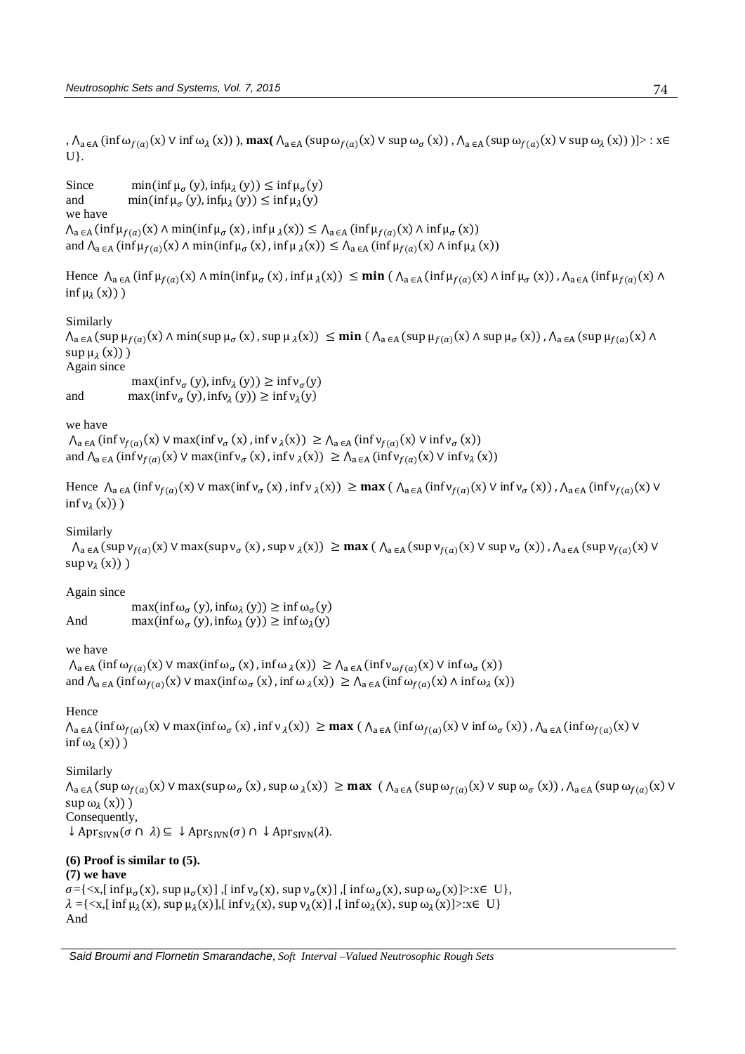, $\wedge_{a \in A} (\inf \omega_{f(a)}(x) \vee \inf \omega_{\lambda}(x))$ ), **max(** $\wedge_{a \in A} (\sup \omega_{f(a)}(x) \vee \sup \omega_{\sigma}(x))$ , $\wedge_{a \in A} (\sup \omega_{f(a)}(x) \vee \sup \omega_{\lambda}(x))$ )]> : x∈ U}.

Since $\min(\inf \mu_{\sigma}(y), \inf \mu_{\lambda}(y)) \leq \inf \mu_{\sigma}(y)$

and $\min(\inf \mu_{\sigma}(y), \inf \mu_{\lambda}(y)) \leq \inf \mu_{\lambda}(y)$

we have

$\wedge_{a \in A} (\inf \mu_{f(a)}(x) \wedge \min(\inf \mu_{\sigma}(x), \inf \mu_{\lambda}(x)) \leq \wedge_{a \in A} (\inf \mu_{f(a)}(x) \wedge \inf \mu_{\sigma}(x))$

and $\wedge_{a \in A} (\inf \mu_{f(a)}(x) \wedge \min(\inf \mu_{\sigma}(x), \inf \mu_{\lambda}(x)) \leq \wedge_{a \in A} (\inf \mu_{f(a)}(x) \wedge \inf \mu_{\lambda}(x))$

Hence $\wedge_{a \in A} (\inf \mu_{f(a)}(x) \wedge \min(\inf \mu_{\sigma}(x), \inf \mu_{\lambda}(x)) \leq$ **min** $( \wedge_{a \in A} (\inf \mu_{f(a)}(x) \wedge \inf \mu_{\sigma}(x)), \wedge_{a \in A} (\inf \mu_{f(a)}(x) \wedge \inf \mu_{\lambda}(x)) )$

Similarly

$\wedge_{a \in A} (\sup \mu_{f(a)}(x) \wedge \min(\sup \mu_{\sigma}(x), \sup \mu_{\lambda}(x)) \leq$ **min** $( \wedge_{a \in A} (\sup \mu_{f(a)}(x) \wedge \sup \mu_{\sigma}(x)), \wedge_{a \in A} (\sup \mu_{f(a)}(x) \wedge \sup \mu_{\lambda}(x)) )$

Again since

$\max(\inf \nu_{\sigma}(y), \inf \nu_{\lambda}(y)) \geq \inf \nu_{\sigma}(y)$

and $\max(\inf \nu_{\sigma}(y), \inf \nu_{\lambda}(y)) \geq \inf \nu_{\lambda}(y)$

we have

$\wedge_{a \in A} (\inf \nu_{f(a)}(x) \vee \max(\inf \nu_{\sigma}(x), \inf \nu_{\lambda}(x)) \geq \wedge_{a \in A} (\inf \nu_{f(a)}(x) \vee \inf \nu_{\sigma}(x))$

and $\wedge_{a \in A} (\inf \nu_{f(a)}(x) \vee \max(\inf \nu_{\sigma}(x), \inf \nu_{\lambda}(x)) \geq \wedge_{a \in A} (\inf \nu_{f(a)}(x) \vee \inf \nu_{\lambda}(x))$

Hence $\wedge_{a \in A} (\inf \nu_{f(a)}(x) \vee \max(\inf \nu_{\sigma}(x), \inf \nu_{\lambda}(x)) \geq$ **max** $( \wedge_{a \in A} (\inf \nu_{f(a)}(x) \vee \inf \nu_{\sigma}(x)), \wedge_{a \in A} (\inf \nu_{f(a)}(x) \vee \inf \nu_{\lambda}(x)) )$

Similarly

$\wedge_{a \in A} (\sup \nu_{f(a)}(x) \vee \max(\sup \nu_{\sigma}(x), \sup \nu_{\lambda}(x)) \geq$ **max** $( \wedge_{a \in A} (\sup \nu_{f(a)}(x) \vee \sup \nu_{\sigma}(x)), \wedge_{a \in A} (\sup \nu_{f(a)}(x) \vee \sup \nu_{\lambda}(x)) )$

Again since

$\max(\inf \omega_{\sigma}(y), \inf \omega_{\lambda}(y)) \geq \inf \omega_{\sigma}(y)$

And $\max(\inf \omega_{\sigma}(y), \inf \omega_{\lambda}(y)) \geq \inf \omega_{\lambda}(y)$

we have

$\wedge_{a \in A} (\inf \omega_{f(a)}(x) \vee \max(\inf \omega_{\sigma}(x), \inf \omega_{\lambda}(x)) \geq \wedge_{a \in A} (\inf \nu_{\omega f(a)}(x) \vee \inf \omega_{\sigma}(x))$

and $\wedge_{a \in A} (\inf \omega_{f(a)}(x) \vee \max(\inf \omega_{\sigma}(x), \inf \omega_{\lambda}(x)) \geq \wedge_{a \in A} (\inf \omega_{f(a)}(x) \wedge \inf \omega_{\lambda}(x))$

Hence

$\wedge_{a \in A} (\inf \omega_{f(a)}(x) \vee \max(\inf \omega_{\sigma}(x), \inf \nu_{\lambda}(x)) \geq$ **max** $( \wedge_{a \in A} (\inf \omega_{f(a)}(x) \vee \inf \omega_{\sigma}(x)), \wedge_{a \in A} (\inf \omega_{f(a)}(x) \vee \inf \omega_{\lambda}(x)) )$

Similarly

$\wedge_{a \in A} (\sup \omega_{f(a)}(x) \vee \max(\sup \omega_{\sigma}(x), \sup \omega_{\lambda}(x)) \geq$ **max** $( \wedge_{a \in A} (\sup \omega_{f(a)}(x) \vee \sup \omega_{\sigma}(x)), \wedge_{a \in A} (\sup \omega_{f(a)}(x) \vee \sup \omega_{\lambda}(x)) )$

Consequently,

$\downarrow Apr_{SIVN}(\sigma \cap \lambda) \subseteq \downarrow Apr_{SIVN}(\sigma) \cap \downarrow Apr_{SIVN}(\lambda)$.

**(6) Proof is similar to (5).**

**(7) we have**

$\sigma$={<x,[ $\inf \mu_{\sigma}(x)$, $\sup \mu_{\sigma}(x)$] ,[ $\inf \nu_{\sigma}(x)$, $\sup \nu_{\sigma}(x)$] ,[ $\inf \omega_{\sigma}(x)$, $\sup \omega_{\sigma}(x)$]>:x∈ U},

$\lambda$ ={<x,[ $\inf \mu_{\lambda}(x)$, $\sup \mu_{\lambda}(x)$],[ $\inf \nu_{\lambda}(x)$, $\sup \nu_{\lambda}(x)$] ,[ $\inf \omega_{\lambda}(x)$, $\sup \omega_{\lambda}(x)$]>:x∈ U}

And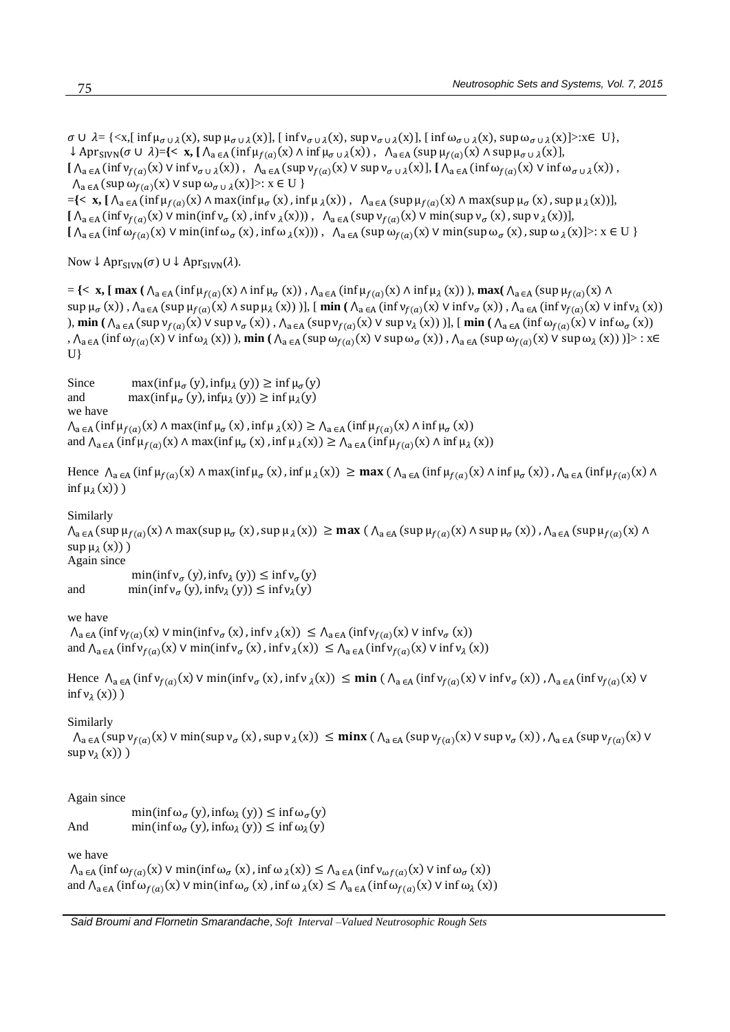$\sigma \cup \lambda$= {<x,[ $\inf \mu_{\sigma \cup \lambda}(x)$, $\sup \mu_{\sigma \cup \lambda}(x)$], [ $\inf \nu_{\sigma \cup \lambda}(x)$, $\sup \nu_{\sigma \cup \lambda}(x)$], [ $\inf \omega_{\sigma \cup \lambda}(x)$, $\sup \omega_{\sigma \cup \lambda}(x)$]>:x∈ U},

$\downarrow \mathrm{Apr}_{\mathrm{SIVN}}(\sigma \cup \lambda)$={< **x, [** $\bigwedge_{a \in A}(\inf \mu_{f(a)}(x) \wedge \inf \mu_{\sigma \cup \lambda}(x))$ , $\bigwedge_{a \in A}(\sup \mu_{f(a)}(x) \wedge \sup \mu_{\sigma \cup \lambda}(x)]$,

**[** $\bigwedge_{a \in A}(\inf \nu_{f(a)}(x) \vee \inf \nu_{\sigma \cup \lambda}(x))$ , $\bigwedge_{a \in A}(\sup \nu_{f(a)}(x) \vee \sup \nu_{\sigma \cup \lambda}(x)]$, **[** $\bigwedge_{a \in A}(\inf \omega_{f(a)}(x) \vee \inf \omega_{\sigma \cup \lambda}(x))$ ,

$\bigwedge_{a \in A}(\sup \omega_{f(a)}(x) \vee \sup \omega_{\sigma \cup \lambda}(x)]$>: x ∈ U }

={< **x, [** $\bigwedge_{a \in A}(\inf \mu_{f(a)}(x) \wedge \max(\inf \mu_{\sigma}(x), \inf \mu_{\lambda}(x))$ , $\bigwedge_{a \in A}(\sup \mu_{f(a)}(x) \wedge \max(\sup \mu_{\sigma}(x), \sup \mu_{\lambda}(x))]$,

**[** $\bigwedge_{a \in A}(\inf \nu_{f(a)}(x) \vee \min(\inf \nu_{\sigma}(x), \inf \nu_{\lambda}(x)))$ , $\bigwedge_{a \in A}(\sup \nu_{f(a)}(x) \vee \min(\sup \nu_{\sigma}(x), \sup \nu_{\lambda}(x))]$,

**[** $\bigwedge_{a \in A}(\inf \omega_{f(a)}(x) \vee \min(\inf \omega_{\sigma}(x), \inf \omega_{\lambda}(x)))$ , $\bigwedge_{a \in A}(\sup \omega_{f(a)}(x) \vee \min(\sup \omega_{\sigma}(x), \sup \omega_{\lambda}(x)]$>: x ∈ U }

Now $\downarrow \mathrm{Apr}_{\mathrm{SIVN}}(\sigma) \cup \downarrow \mathrm{Apr}_{\mathrm{SIVN}}(\lambda)$.

= {< **x, [ max (** $\bigwedge_{a \in A}(\inf \mu_{f(a)}(x) \wedge \inf \mu_{\sigma}(x))$ , $\bigwedge_{a \in A}(\inf \mu_{f(a)}(x) \wedge \inf \mu_{\lambda}(x))$ ), **max(** $\bigwedge_{a \in A}(\sup \mu_{f(a)}(x) \wedge \sup \mu_{\sigma}(x))$ , $\bigwedge_{a \in A}(\sup \mu_{f(a)}(x) \wedge \sup \mu_{\lambda}(x))$ )], [ **min (** $\bigwedge_{a \in A}(\inf \nu_{f(a)}(x) \vee \inf \nu_{\sigma}(x))$ , $\bigwedge_{a \in A}(\inf \nu_{f(a)}(x) \vee \inf \nu_{\lambda}(x))$ ), **min (** $\bigwedge_{a \in A}(\sup \nu_{f(a)}(x) \vee \sup \nu_{\sigma}(x))$ , $\bigwedge_{a \in A}(\sup \nu_{f(a)}(x) \vee \sup \nu_{\lambda}(x))$ )], [ **min (** $\bigwedge_{a \in A}(\inf \omega_{f(a)}(x) \vee \inf \omega_{\sigma}(x))$ , $\bigwedge_{a \in A}(\inf \omega_{f(a)}(x) \vee \inf \omega_{\lambda}(x))$ ), **min (** $\bigwedge_{a \in A}(\sup \omega_{f(a)}(x) \vee \sup \omega_{\sigma}(x))$ , $\bigwedge_{a \in A}(\sup \omega_{f(a)}(x) \vee \sup \omega_{\lambda}(x))$ )]> : x∈ U}

Since $\max(\inf \mu_{\sigma}(y), \inf \mu_{\lambda}(y)) \geq \inf \mu_{\sigma}(y)$

and $\max(\inf \mu_{\sigma}(y), \inf \mu_{\lambda}(y)) \geq \inf \mu_{\lambda}(y)$

we have

$\bigwedge_{a \in A}(\inf \mu_{f(a)}(x) \wedge \max(\inf \mu_{\sigma}(x), \inf \mu_{\lambda}(x)) \geq \bigwedge_{a \in A}(\inf \mu_{f(a)}(x) \wedge \inf \mu_{\sigma}(x))$

and $\bigwedge_{a \in A}(\inf \mu_{f(a)}(x) \wedge \max(\inf \mu_{\sigma}(x), \inf \mu_{\lambda}(x)) \geq \bigwedge_{a \in A}(\inf \mu_{f(a)}(x) \wedge \inf \mu_{\lambda}(x))$

Hence $\bigwedge_{a \in A}(\inf \mu_{f(a)}(x) \wedge \max(\inf \mu_{\sigma}(x), \inf \mu_{\lambda}(x)) \geq$ **max** ( $\bigwedge_{a \in A}(\inf \mu_{f(a)}(x) \wedge \inf \mu_{\sigma}(x))$ , $\bigwedge_{a \in A}(\inf \mu_{f(a)}(x) \wedge \inf \mu_{\lambda}(x))$ )

Similarly

$\bigwedge_{a \in A}(\sup \mu_{f(a)}(x) \wedge \max(\sup \mu_{\sigma}(x), \sup \mu_{\lambda}(x)) \geq$ **max** ( $\bigwedge_{a \in A}(\sup \mu_{f(a)}(x) \wedge \sup \mu_{\sigma}(x))$ , $\bigwedge_{a \in A}(\sup \mu_{f(a)}(x) \wedge \sup \mu_{\lambda}(x))$ )

Again since

$\min(\inf \nu_{\sigma}(y), \inf \nu_{\lambda}(y)) \leq \inf \nu_{\sigma}(y)$

and $\min(\inf \nu_{\sigma}(y), \inf \nu_{\lambda}(y)) \leq \inf \nu_{\lambda}(y)$

we have

$\bigwedge_{a \in A}(\inf \nu_{f(a)}(x) \vee \min(\inf \nu_{\sigma}(x), \inf \nu_{\lambda}(x)) \leq \bigwedge_{a \in A}(\inf \nu_{f(a)}(x) \vee \inf \nu_{\sigma}(x))$

and $\bigwedge_{a \in A}(\inf \nu_{f(a)}(x) \vee \min(\inf \nu_{\sigma}(x), \inf \nu_{\lambda}(x)) \leq \bigwedge_{a \in A}(\inf \nu_{f(a)}(x) \vee \inf \nu_{\lambda}(x))$

Hence $\bigwedge_{a \in A}(\inf \nu_{f(a)}(x) \vee \min(\inf \nu_{\sigma}(x), \inf \nu_{\lambda}(x)) \leq$ **min** ( $\bigwedge_{a \in A}(\inf \nu_{f(a)}(x) \vee \inf \nu_{\sigma}(x))$ , $\bigwedge_{a \in A}(\inf \nu_{f(a)}(x) \vee \inf \nu_{\lambda}(x))$ )

Similarly

$\bigwedge_{a \in A}(\sup \nu_{f(a)}(x) \vee \min(\sup \nu_{\sigma}(x), \sup \nu_{\lambda}(x)) \leq$ **minx** ( $\bigwedge_{a \in A}(\sup \nu_{f(a)}(x) \vee \sup \nu_{\sigma}(x))$ , $\bigwedge_{a \in A}(\sup \nu_{f(a)}(x) \vee \sup \nu_{\lambda}(x))$ )

Again since

$\min(\inf \omega_{\sigma}(y), \inf \omega_{\lambda}(y)) \leq \inf \omega_{\sigma}(y)$

And $\min(\inf \omega_{\sigma}(y), \inf \omega_{\lambda}(y)) \leq \inf \omega_{\lambda}(y)$

we have

$\bigwedge_{a \in A}(\inf \omega_{f(a)}(x) \vee \min(\inf \omega_{\sigma}(x), \inf \omega_{\lambda}(x)) \leq \bigwedge_{a \in A}(\inf \nu_{\omega f(a)}(x) \vee \inf \omega_{\sigma}(x))$

and $\bigwedge_{a \in A}(\inf \omega_{f(a)}(x) \vee \min(\inf \omega_{\sigma}(x), \inf \omega_{\lambda}(x) \leq \bigwedge_{a \in A}(\inf \omega_{f(a)}(x) \vee \inf \omega_{\lambda}(x))$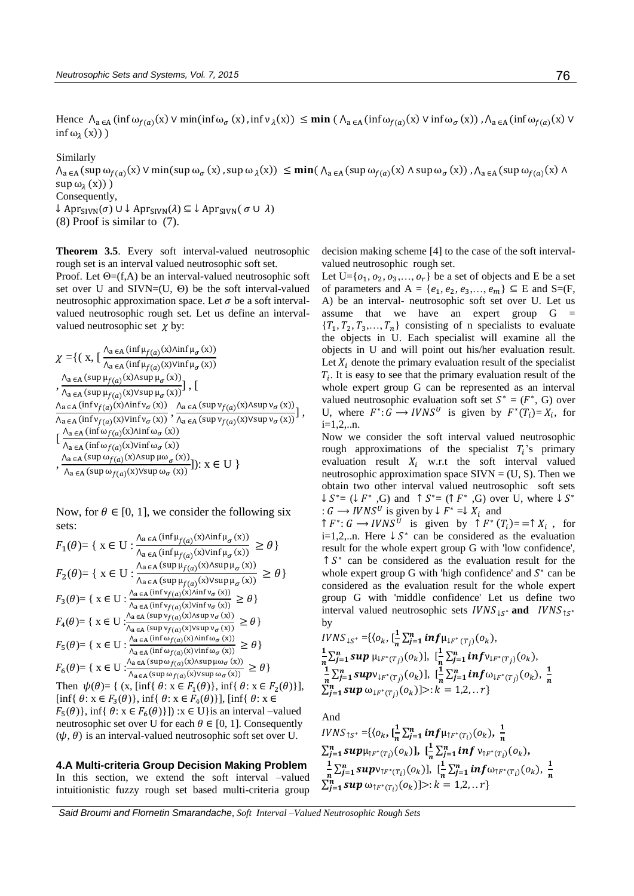Hence $\wedge_{a \in A}(\inf \omega_{f(a)}(x) \vee \min(\inf \omega_{\sigma}(x), \inf \nu_{\lambda}(x)) \leq \mathbf{min}(\wedge_{a \in A}(\inf \omega_{f(a)}(x) \vee \inf \omega_{\sigma}(x)), \wedge_{a \in A}(\inf \omega_{f(a)}(x) \vee \inf \omega_{\lambda}(x)))$

Similarly

$\wedge_{a \in A}(\sup \omega_{f(a)}(x) \vee \min(\sup \omega_{\sigma}(x), \sup \omega_{\lambda}(x)) \leq \mathbf{min}(\wedge_{a \in A}(\sup \omega_{f(a)}(x) \wedge \sup \omega_{\sigma}(x)), \wedge_{a \in A}(\sup \omega_{f(a)}(x) \wedge \sup \omega_{\lambda}(x)))$

Consequently,

$\downarrow Apr_{SIVN}(\sigma) \cup \downarrow Apr_{SIVN}(\lambda) \subseteq \downarrow Apr_{SIVN}(\sigma \cup \lambda)$

(8) Proof is similar to (7).

**Theorem 3.5**. Every soft interval-valued neutrosophic rough set is an interval valued neutrosophic soft set.

Proof. Let $\Theta$=(f,A) be an interval-valued neutrosophic soft set over U and SIVN=(U, $\Theta$) be the soft interval-valued neutrosophic approximation space. Let $\sigma$ be a soft interval-valued neutrosophic rough set. Let us define an interval-valued neutrosophic set $\chi$ by:

$$\chi = \{ ( x, [\frac{\wedge_{a \in A}(\inf \mu_{f(a)}(x) \wedge \inf \mu_{\sigma}(x))}{\wedge_{a \in A}(\inf \mu_{f(a)}(x) \vee \inf \mu_{\sigma}(x))}, \frac{\wedge_{a \in A}(\sup \mu_{f(a)}(x) \wedge \sup \mu_{\sigma}(x))}{\wedge_{a \in A}(\sup \mu_{f(a)}(x) \vee \sup \mu_{\sigma}(x))}], [\frac{\wedge_{a \in A}(\inf \nu_{f(a)}(x) \wedge \inf \nu_{\sigma}(x))}{\wedge_{a \in A}(\inf \nu_{f(a)}(x) \vee \inf \nu_{\sigma}(x))}, \frac{\wedge_{a \in A}(\sup \nu_{f(a)}(x) \wedge \sup \nu_{\sigma}(x))}{\wedge_{a \in A}(\sup \nu_{f(a)}(x) \vee \sup \nu_{\sigma}(x))}], [\frac{\wedge_{a \in A}(\inf \omega_{f(a)}(x) \wedge \inf \omega_{\sigma}(x))}{\wedge_{a \in A}(\inf \omega_{f(a)}(x) \vee \inf \omega_{\sigma}(x))}, \frac{\wedge_{a \in A}(\sup \omega_{f(a)}(x) \wedge \sup \mu\omega_{\sigma}(x))}{\wedge_{a \in A}(\sup \omega_{f(a)}(x) \vee \sup \omega_{\sigma}(x))}]) : x \in U \}$$

Now, for $\theta \in [0, 1]$, we consider the following six sets:

$F_1(\theta)$= { $x \in U : \frac{\wedge_{a \in A}(\inf \mu_{f(a)}(x) \wedge \inf \mu_{\sigma}(x))}{\wedge_{a \in A}(\inf \mu_{f(a)}(x) \vee \inf \mu_{\sigma}(x))} \geq \theta$ }

$F_2(\theta)$= { $x \in U : \frac{\wedge_{a \in A}(\sup \mu_{f(a)}(x) \wedge \sup \mu_{\sigma}(x))}{\wedge_{a \in A}(\sup \mu_{f(a)}(x) \vee \sup \mu_{\sigma}(x))} \geq \theta$ }

$F_3(\theta)$= { $x \in U : \frac{\wedge_{a \in A}(\inf \nu_{f(a)}(x) \wedge \inf \nu_{\sigma}(x))}{\wedge_{a \in A}(\inf \nu_{f(a)}(x) \vee \inf \nu_{\sigma}(x))} \geq \theta$ }

$F_4(\theta)$= { $x \in U : \frac{\wedge_{a \in A}(\sup \nu_{f(a)}(x) \wedge \sup \nu_{\sigma}(x))}{\wedge_{a \in A}(\sup \nu_{f(a)}(x) \vee \sup \nu_{\sigma}(x))} \geq \theta$ }

$F_5(\theta)$= { $x \in U : \frac{\wedge_{a \in A}(\inf \omega_{f(a)}(x) \wedge \inf \omega_{\sigma}(x))}{\wedge_{a \in A}(\inf \omega_{f(a)}(x) \vee \inf \omega_{\sigma}(x))} \geq \theta$ }

$F_6(\theta)$= { $x \in U : \frac{\wedge_{a \in A}(\sup \omega_{f(a)}(x) \wedge \sup \mu\omega_{\sigma}(x))}{\wedge_{a \in A}(\sup \omega_{f(a)}(x) \vee \sup \omega_{\sigma}(x))} \geq \theta$ }

Then $\psi(\theta)$= { (x, [inf{ $\theta$: $x \in F_1(\theta)$}, inf{ $\theta$: $x \in F_2(\theta)$}], [inf{ $\theta$: $x \in F_3(\theta)$}, inf{ $\theta$: $x \in F_4(\theta)$}], [inf{ $\theta$: $x \in F_5(\theta)$}, inf{ $\theta$: $x \in F_6(\theta)$}]) : $x \in U$} is an interval –valued neutrosophic soft set over U for each $\theta \in [0, 1]$. Consequently ($\psi$, $\theta$) is an interval-valued neutrosophic soft set over U.

## 4.A Multi-criteria Group Decision Making Problem

In this section, we extend the soft interval –valued intuitionistic fuzzy rough set based multi-criteria group decision making scheme [4] to the case of the soft interval-valued neutrosophic rough set.

Let U={$o_1, o_2, o_3, \ldots, o_r$} be a set of objects and E be a set of parameters and A = {$e_1, e_2, e_3, \ldots, e_m$} $\subseteq$ E and S=(F, A) be an interval- neutrosophic soft set over U. Let us assume that we have an expert group G = {$T_1, T_2, T_3, \ldots, T_n$} consisting of n specialists to evaluate the objects in U. Each specialist will examine all the objects in U and will point out his/her evaluation result. Let $X_i$ denote the primary evaluation result of the specialist $T_i$. It is easy to see that the primary evaluation result of the whole expert group G can be represented as an interval valued neutrosophic evaluation soft set $S^*$ = ($F^*$, G) over U, where $F^*: G \longrightarrow IVNS^U$ is given by $F^*(T_i) = X_i$, for i=1,2,..n.

Now we consider the soft interval valued neutrosophic rough approximations of the specialist $T_i$'s primary evaluation result $X_i$ w.r.t the soft interval valued neutrosophic approximation space SIVN = (U, S). Then we obtain two other interval valued neutrosophic soft sets $\downarrow S^*$= ($\downarrow F^*$ ,G) and $\uparrow S^*$= ($\uparrow F^*$ ,G) over U, where $\downarrow S^*$ : $G \longrightarrow IVNS^U$ is given by $\downarrow F^* = \downarrow X_i$ and $\uparrow F^*: G \longrightarrow IVNS^U$ is given by $\uparrow F^*(T_i) = \uparrow X_i$ , for i=1,2,..n. Here $\downarrow S^*$ can be considered as the evaluation result for the whole expert group G with 'low confidence', $\uparrow S^*$ can be considered as the evaluation result for the whole expert group G with 'high confidence' and $S^*$ can be considered as the evaluation result for the whole expert group G with 'middle confidence' Let us define two interval valued neutrosophic sets $IVNS_{\downarrow S^*}$ **and** $IVNS_{\uparrow S^*}$ by

$$IVNS_{\downarrow S^*} = \{ \langle o_k, [\tfrac{1}{n}\sum_{j=1}^{n} \boldsymbol{inf}\, \mu_{\downarrow F^*(T_j)}(o_k), \tfrac{1}{n}\sum_{j=1}^{n} \boldsymbol{sup}\, \mu_{\downarrow F^*(T_j)}(o_k)], [\tfrac{1}{n}\sum_{j=1}^{n} \boldsymbol{inf}\, \nu_{\downarrow F^*(T_j)}(o_k), \tfrac{1}{n}\sum_{j=1}^{n} \boldsymbol{sup}\, \nu_{\downarrow F^*(T_j)}(o_k)], [\tfrac{1}{n}\sum_{j=1}^{n} \boldsymbol{inf}\, \omega_{\downarrow F^*(T_j)}(o_k), \tfrac{1}{n}\sum_{j=1}^{n} \boldsymbol{sup}\, \omega_{\downarrow F^*(T_j)}(o_k)] \rangle : k = 1,2,..r \}$$

And

$$IVNS_{\uparrow S^*} = \{ \langle o_k, [\tfrac{1}{n}\sum_{j=1}^{n} \boldsymbol{inf}\, \mu_{\uparrow F^*(T_i)}(o_k), \tfrac{1}{n}\sum_{j=1}^{n} \boldsymbol{sup}\, \mu_{\uparrow F^*(T_i)}(o_k)], [\tfrac{1}{n}\sum_{j=1}^{n} \boldsymbol{inf}\, \nu_{\uparrow F^*(T_i)}(o_k), \tfrac{1}{n}\sum_{j=1}^{n} \boldsymbol{sup}\, \nu_{\uparrow F^*(T_i)}(o_k)], [\tfrac{1}{n}\sum_{j=1}^{n} \boldsymbol{inf}\, \omega_{\uparrow F^*(T_i)}(o_k), \tfrac{1}{n}\sum_{j=1}^{n} \boldsymbol{sup}\, \omega_{\uparrow F^*(T_i)}(o_k)] \rangle : k = 1,2,..r \}$$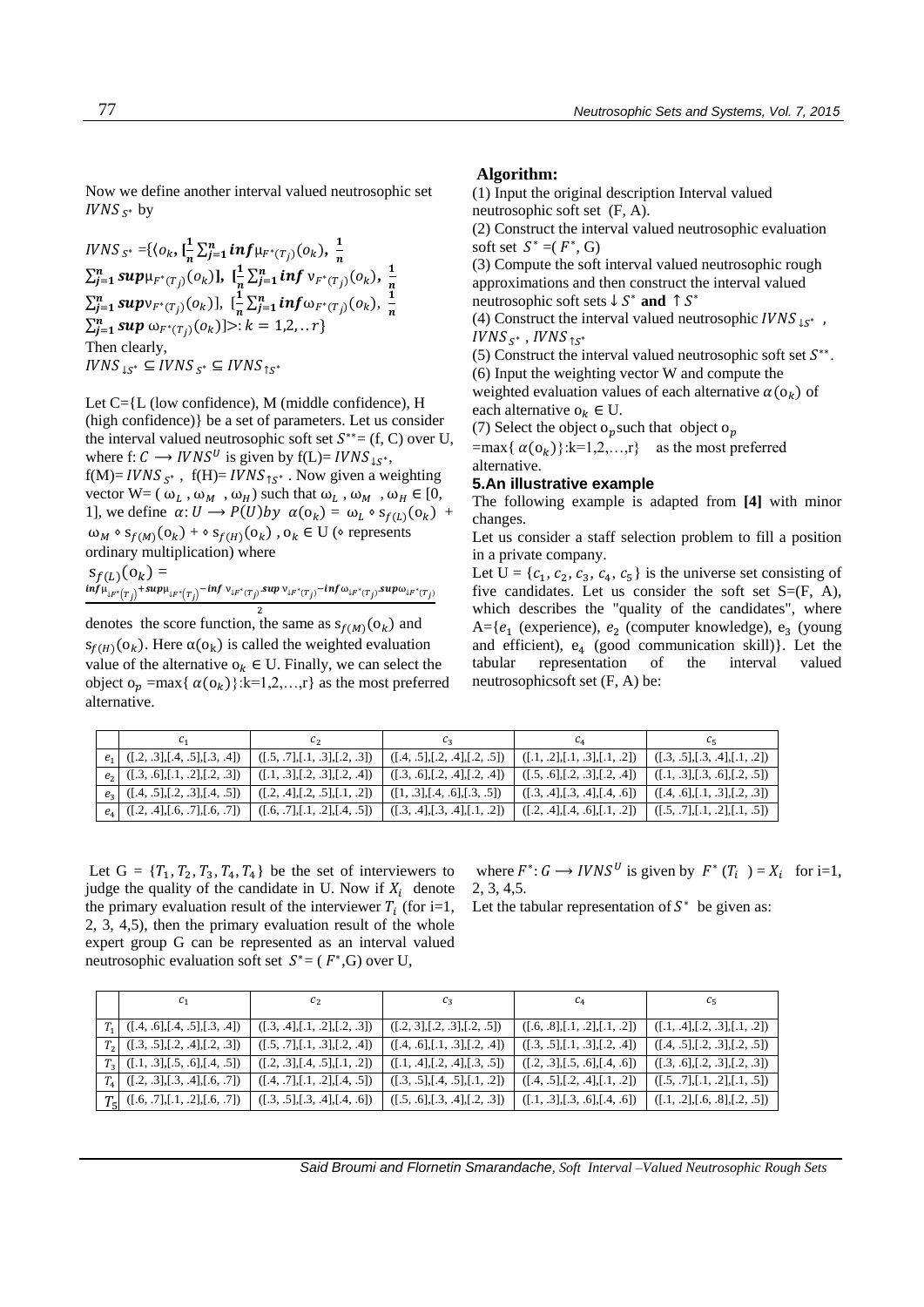Now we define another interval valued neutrosophic set $IVNS_{S^*}$ by

$$IVNS_{S^*} = \{\langle o_k, [\frac{1}{n}\sum_{j=1}^{n} \inf \mu_{F^*(T_j)}(o_k), \frac{1}{n}\sum_{j=1}^{n} \sup \mu_{F^*(T_j)}(o_k)], [\frac{1}{n}\sum_{j=1}^{n} \inf \nu_{F^*(T_j)}(o_k), \frac{1}{n}\sum_{j=1}^{n} \sup \nu_{F^*(T_j)}(o_k)], [\frac{1}{n}\sum_{j=1}^{n} \inf \omega_{F^*(T_j)}(o_k), \frac{1}{n}\sum_{j=1}^{n} \sup \omega_{F^*(T_j)}(o_k)] \rangle : k = 1,2,..r\}$$

Then clearly,

$$IVNS_{\downarrow S^*} \subseteq IVNS_{S^*} \subseteq IVNS_{\uparrow S^*}$$

Let C={L (low confidence), M (middle confidence), H (high confidence)} be a set of parameters. Let us consider the interval valued neutrosophic soft set $S^{**}$= (f, C) over U, where f: $C \longrightarrow IVNS^U$ is given by f(L)= $IVNS_{\downarrow S^*}$, f(M)= $IVNS_{S^*}$, f(H)= $IVNS_{\uparrow S^*}$. Now given a weighting vector W= ( $\omega_L$ , $\omega_M$ , $\omega_H$) such that $\omega_L$ , $\omega_M$ , $\omega_H \in$ [0, 1], we define $\alpha: U \longrightarrow P(U)$ by $\alpha(o_k) = \omega_L \diamond s_{f(L)}(o_k) + \omega_M \diamond s_{f(M)}(o_k) + \diamond s_{f(H)}(o_k)$ , $o_k \in$ U ($\diamond$ represents ordinary multiplication) where

$$s_{f(L)}(o_k) = \frac{\inf\mu_{\downarrow F^*(T_j)} + \sup\mu_{\downarrow F^*(T_j)} - \inf \nu_{\downarrow F^*(T_j)}.\sup \nu_{\downarrow F^*(T_j)} - \inf\omega_{\downarrow F^*(T_j)}.\sup\omega_{\downarrow F^*(T_j)}}{2}$$

denotes the score function, the same as $s_{f(M)}(o_k)$ and $s_{f(H)}(o_k)$. Here $\alpha(o_k)$ is called the weighted evaluation value of the alternative $o_k \in$ U. Finally, we can select the object $o_p$ =max{ $\alpha(o_k)$}:k=1,2,…,r} as the most preferred alternative.

**Algorithm:**

(1) Input the original description Interval valued neutrosophic soft set (F, A).

(2) Construct the interval valued neutrosophic evaluation soft set $S^*$ =( $F^*$, G)

(3) Compute the soft interval valued neutrosophic rough approximations and then construct the interval valued neutrosophic soft sets $\downarrow S^*$ **and** $\uparrow S^*$

(4) Construct the interval valued neutrosophic $IVNS_{\downarrow S^*}$ , $IVNS_{S^*}$ , $IVNS_{\uparrow S^*}$

(5) Construct the interval valued neutrosophic soft set $S^{**}$.

(6) Input the weighting vector W and compute the weighted evaluation values of each alternative $\alpha(o_k)$ of each alternative $o_k \in$ U.

(7) Select the object $o_p$ such that object $o_p$ =max{ $\alpha(o_k)$}:k=1,2,…,r} as the most preferred alternative.

## 5.An illustrative example

The following example is adapted from **[4]** with minor changes.

Let us consider a staff selection problem to fill a position in a private company.

Let U = {$c_1$, $c_2$, $c_3$, $c_4$, $c_5$} is the universe set consisting of five candidates. Let us consider the soft set S=(F, A), which describes the "quality of the candidates", where A={$e_1$ (experience), $e_2$ (computer knowledge), $e_3$ (young and efficient), $e_4$ (good communication skill)}. Let the tabular representation of the interval valued neutrosophicsoft set (F, A) be:

| | $c_1$ | $c_2$ | $c_3$ | $c_4$ | $c_5$ |
|---|---|---|---|---|---|
| $e_1$ | ([.2, .3],[.4, .5],[.3, .4]) | ([.5, .7],[.1, .3],[.2, .3]) | ([.4, .5],[.2, .4],[.2, .5]) | ([.1, .2],[.1, .3],[.1, .2]) | ([.3, .5],[.3, .4],[.1, .2]) |
| $e_2$ | ([.3, .6],[.1, .2],[.2, .3]) | ([.1, .3],[.2, .3],[.2, .4]) | ([.3, .6],[.2, .4],[.2, .4]) | ([.5, .6],[.2, .3],[.2, .4]) | ([.1, .3],[.3, .6],[.2, .5]) |
| $e_3$ | ([.4, .5],[.2, .3],[.4, .5]) | ([.2, .4],[.2, .5],[.1, .2]) | ([1, .3],[.4, .6],[.3, .5]) | ([.3, .4],[.3, .4],[.4, .6]) | ([.4, .6],[.1, .3],[.2, .3]) |
| $e_4$ | ([.2, .4],[.6, .7],[.6, .7]) | ([.6, .7],[.1, .2],[.4, .5]) | ([.3, .4],[.3, .4],[.1, .2]) | ([.2, .4],[.4, .6],[.1, .2]) | ([.5, .7],[.1, .2],[.1, .5]) |

Let G = {$T_1, T_2, T_3, T_4, T_4$} be the set of interviewers to judge the quality of the candidate in U. Now if $X_i$ denote the primary evaluation result of the interviewer $T_i$ (for i=1, 2, 3, 4,5), then the primary evaluation result of the whole expert group G can be represented as an interval valued neutrosophic evaluation soft set $S^*$= ( $F^*$,G) over U, where $F^*: G \longrightarrow IVNS^U$ is given by $F^*(T_i) = X_i$ for i=1, 2, 3, 4,5.

Let the tabular representation of $S^*$ be given as:

| | $c_1$ | $c_2$ | $c_3$ | $c_4$ | $c_5$ |
|---|---|---|---|---|---|
| $T_1$ | ([.4, .6],[.4, .5],[.3, .4]) | ([.3, .4],[.1, .2],[.2, .3]) | ([.2, 3],[.2, .3],[.2, .5]) | ([.6, .8],[.1, .2],[.1, .2]) | ([.1, .4],[.2, .3],[.1, .2]) |
| $T_2$ | ([.3, .5],[.2, .4],[.2, .3]) | ([.5, .7],[.1, .3],[.2, .4]) | ([.4, .6],[.1, .3],[.2, .4]) | ([.3, .5],[.1, .3],[.2, .4]) | ([.4, .5],[.2, .3],[.2, .5]) |
| $T_3$ | ([.1, .3],[.5, .6],[.4, .5]) | ([.2, .3],[.4, .5],[.1, .2]) | ([.1, .4],[.2, .4],[.3, .5]) | ([.2, .3],[.5, .6],[.4, .6]) | ([.3, .6],[.2, .3],[.2, .3]) |
| $T_4$ | ([.2, .3],[.3, .4],[.6, .7]) | ([.4, .7],[.1, .2],[.4, .5]) | ([.3, .5],[.4, .5],[.1, .2]) | ([.4, .5],[.2, .4],[.1, .2]) | ([.5, .7],[.1, .2],[.1, .5]) |
| $T_5$ | ([.6, .7],[.1, .2],[.6, .7]) | ([.3, .5],[.3, .4],[.4, .6]) | ([.5, .6],[.3, .4],[.2, .3]) | ([.1, .3],[.3, .6],[.4, .6]) | ([.1, .2],[.6, .8],[.2, .5]) |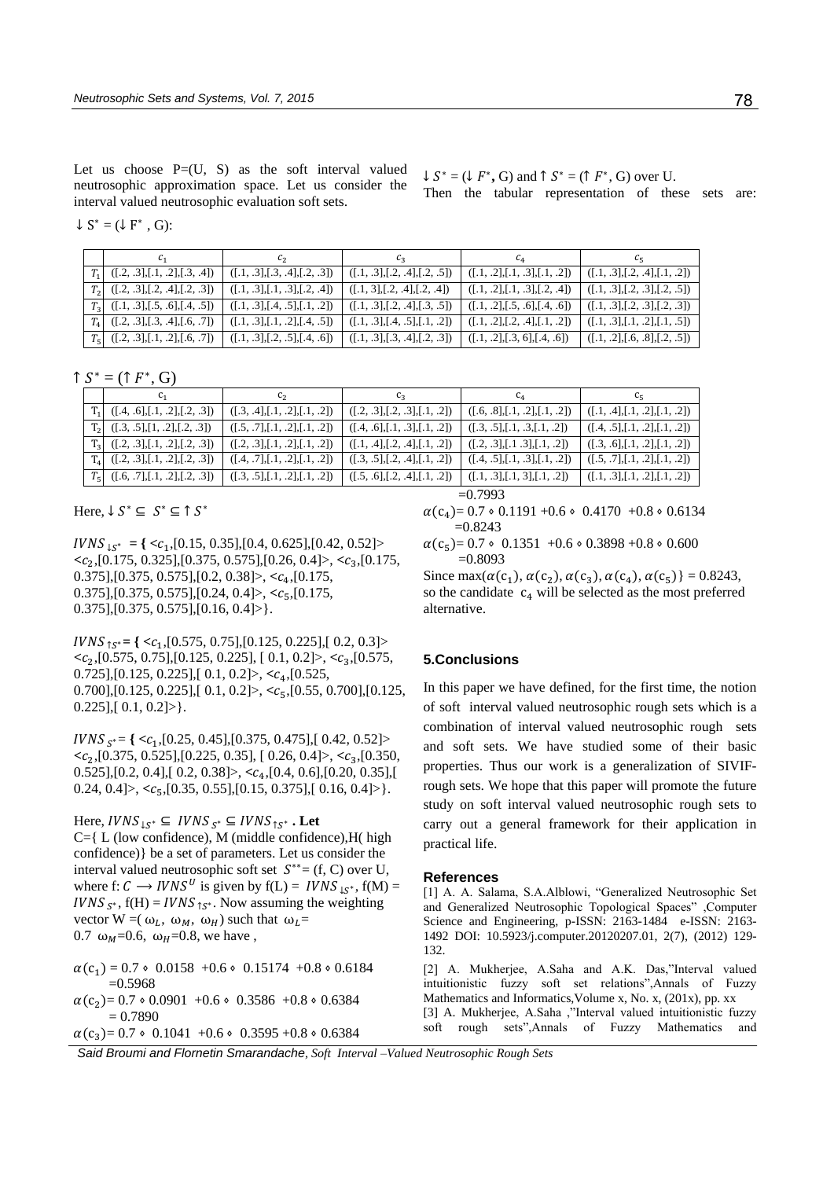Let us choose P=(U, S) as the soft interval valued neutrosophic approximation space. Let us consider the interval valued neutrosophic evaluation soft sets.

$\downarrow S^* = (\downarrow F^*, G)$ and $\uparrow S^* = (\uparrow F^*, G)$ over U.

Then the tabular representation of these sets are:

$\downarrow S^* = (\downarrow F^*, G)$:

| | $c_1$ | $c_2$ | $c_3$ | $c_4$ | $c_5$ |
|---|---|---|---|---|---|
| $T_1$ | ([.2, .3],[.1, .2],[.3, .4]) | ([.1, .3],[.3, .4],[.2, .3]) | ([.1, .3],[.2, .4],[.2, .5]) | ([.1, .2],[.1, .3],[.1, .2]) | ([.1, .3],[.2, .4],[.1, .2]) |
| $T_2$ | ([.2, .3],[.2, .4],[.2, .3]) | ([.1, .3],[.1, .3],[.2, .4]) | ([.1, 3],[.2, .4],[.2, .4]) | ([.1, .2],[.1, .3],[.2, .4]) | ([.1, .3],[.2, .3],[.2, .5]) |
| $T_3$ | ([.1, .3],[.5, .6],[.4, .5]) | ([.1, .3],[.4, .5],[.1, .2]) | ([.1, .3],[.2, .4],[.3, .5]) | ([.1, .2],[.5, .6],[.4, .6]) | ([.1, .3],[.2, .3],[.2, .3]) |
| $T_4$ | ([.2, .3],[.3, .4],[.6, .7]) | ([.1, .3],[.1, .2],[.4, .5]) | ([.1, .3],[.4, .5],[.1, .2]) | ([.1, .2],[.2, .4],[.1, .2]) | ([.1, .3],[.1, .2],[.1, .5]) |
| $T_5$ | ([.2, .3],[.1, .2],[.6, .7]) | ([.1, .3],[.2, .5],[.4, .6]) | ([.1, .3],[.3, .4],[.2, .3]) | ([.1, .2],[.3, 6],[.4, .6]) | ([.1, .2],[.6, .8],[.2, .5]) |

$\uparrow S^* = (\uparrow F^*, G)$

| | $c_1$ | $c_2$ | $c_3$ | $c_4$ | $c_5$ |
|---|---|---|---|---|---|
| $T_1$ | ([.4, .6],[.1, .2],[.2, .3]) | ([.3, .4],[.1, .2],[.1, .2]) | ([.2, .3],[.2, .3],[.1, .2]) | ([.6, .8],[.1, .2],[.1, .2]) | ([.1, .4],[.1, .2],[.1, .2]) |
| $T_2$ | ([.3, .5],[1, .2],[.2, .3]) | ([.5, .7],[.1, .2],[.1, .2]) | ([.4, .6],[.1, .3],[.1, .2]) | ([.3, .5],[.1, .3,[.1, .2]) | ([.4, .5],[.1, .2],[.1, .2]) |
| $T_3$ | ([.2, .3],[.1, .2],[.2, .3]) | ([.2, .3],[.1, .2],[.1, .2]) | ([.1, .4],[.2, .4],[.1, .2]) | ([.2, .3],[.1 .3],[.1, .2]) | ([.3, .6],[.1, .2],[.1, .2]) |
| $T_4$ | ([.2, .3],[.1, .2],[.2, .3]) | ([.4, .7],[.1, .2],[.1, .2]) | ([.3, .5],[.2, .4],[.1, .2]) | ([.4, .5],[.1, .3],[.1, .2]) | ([.5, .7],[.1, .2],[.1, .2]) |
| $T_5$ | ([.6, .7],[.1, .2],[.2, .3]) | ([.3, .5],[.1, .2],[.1, .2]) | ([.5, .6],[.2, .4],[.1, .2]) | ([.1, .3],[.1, 3],[.1, .2]) | ([.1, .3],[.1, .2],[.1, .2]) |

Here, $\downarrow S^* \subseteq S^* \subseteq \uparrow S^*$

$IVNS_{\downarrow S^*}$ = { <$c_1$,[0.15, 0.35],[0.4, 0.625],[0.42, 0.52]> <$c_2$,[0.175, 0.325],[0.375, 0.575],[0.26, 0.4]>, <$c_3$,[0.175, 0.375],[0.375, 0.575],[0.2, 0.38]>, <$c_4$,[0.175, 0.375],[0.375, 0.575],[0.24, 0.4]>, <$c_5$,[0.175, 0.375],[0.375, 0.575],[0.16, 0.4]>}.

$IVNS_{\uparrow S^*}$ = { <$c_1$,[0.575, 0.75],[0.125, 0.225],[ 0.2, 0.3]> <$c_2$,[0.575, 0.75],[0.125, 0.225], [ 0.1, 0.2]>, <$c_3$,[0.575, 0.725],[0.125, 0.225],[ 0.1, 0.2]>, <$c_4$,[0.525, 0.700],[0.125, 0.225],[ 0.1, 0.2]>, <$c_5$,[0.55, 0.700],[0.125, 0.225],[ 0.1, 0.2]>}.

$IVNS_{S^*}$ = { <$c_1$,[0.25, 0.45],[0.375, 0.475],[ 0.42, 0.52]> <$c_2$,[0.375, 0.525],[0.225, 0.35], [ 0.26, 0.4]>, <$c_3$,[0.350, 0.525],[0.2, 0.4],[ 0.2, 0.38]>, <$c_4$,[0.4, 0.6],[0.20, 0.35],[ 0.24, 0.4]>, <$c_5$,[0.35, 0.55],[0.15, 0.375],[ 0.16, 0.4]>}.

Here, $IVNS_{\downarrow S^*} \subseteq IVNS_{S^*} \subseteq IVNS_{\uparrow S^*}$ **. Let** C={ L (low confidence), M (middle confidence),H( high confidence)} be a set of parameters. Let us consider the interval valued neutrosophic soft set $S^{**}$= (f, C) over U, where f: $C \longrightarrow IVNS^U$ is given by f(L) = $IVNS_{\downarrow S^*}$, f(M) = $IVNS_{S^*}$, f(H) = $IVNS_{\uparrow S^*}$. Now assuming the weighting vector W =( $\omega_L$, $\omega_M$, $\omega_H$) such that $\omega_L$= 0.7 $\omega_M$=0.6, $\omega_H$=0.8, we have ,

$\alpha(c_1)$ = 0.7 ⋄ 0.0158 +0.6 ⋄ 0.15174 +0.8 ⋄ 0.6184 =0.5968

$\alpha(c_2)$= 0.7 ⋄ 0.0901 +0.6 ⋄ 0.3586 +0.8 ⋄ 0.6384 = 0.7890

$\alpha(c_3)$= 0.7 ⋄ 0.1041 +0.6 ⋄ 0.3595 +0.8 ⋄ 0.6384 =0.7993

$\alpha(c_4)$= 0.7 ⋄ 0.1191 +0.6 ⋄ 0.4170 +0.8 ⋄ 0.6134 =0.8243

$\alpha(c_5)$= 0.7 ⋄ 0.1351 +0.6 ⋄ 0.3898 +0.8 ⋄ 0.600 =0.8093

Since max($\alpha(c_1)$, $\alpha(c_2)$, $\alpha(c_3)$, $\alpha(c_4)$, $\alpha(c_5)$} = 0.8243, so the candidate $c_4$ will be selected as the most preferred alternative.

## 5.Conclusions

In this paper we have defined, for the first time, the notion of soft interval valued neutrosophic rough sets which is a combination of interval valued neutrosophic rough sets and soft sets. We have studied some of their basic properties. Thus our work is a generalization of SIVIF-rough sets. We hope that this paper will promote the future study on soft interval valued neutrosophic rough sets to carry out a general framework for their application in practical life.

### References

[1] A. A. Salama, S.A.Alblowi, "Generalized Neutrosophic Set and Generalized Neutrosophic Topological Spaces" ,Computer Science and Engineering, p-ISSN: 2163-1484 e-ISSN: 2163-1492 DOI: 10.5923/j.computer.20120207.01, 2(7), (2012) 129-132.

[2] A. Mukherjee, A.Saha and A.K. Das,"Interval valued intuitionistic fuzzy soft set relations",Annals of Fuzzy Mathematics and Informatics,Volume x, No. x, (201x), pp. xx

[3] A. Mukherjee, A.Saha ,"Interval valued intuitionistic fuzzy soft rough sets",Annals of Fuzzy Mathematics and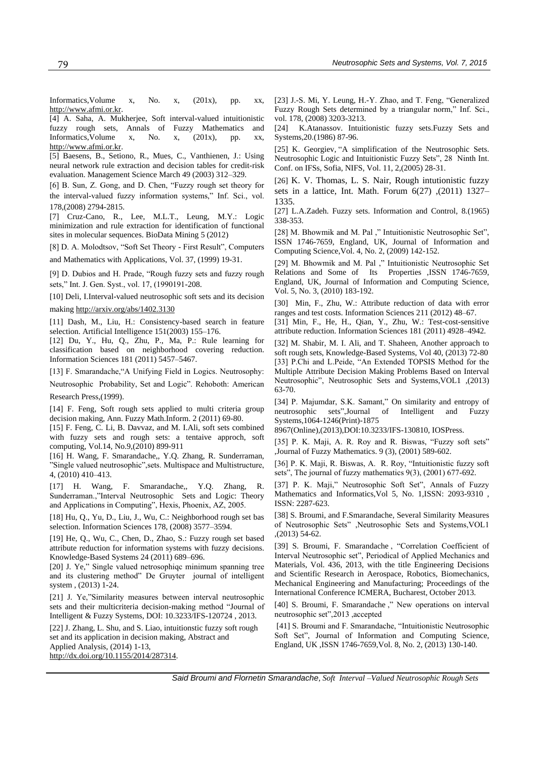Informatics,Volume x, No. x, (201x), pp. xx, http://www.afmi.or.kr.

[4] A. Saha, A. Mukherjee, Soft interval-valued intuitionistic fuzzy rough sets, Annals of Fuzzy Mathematics and Informatics,Volume x, No. x, (201x), pp. xx, http://www.afmi.or.kr.

[5] Baesens, B., Setiono, R., Mues, C., Vanthienen, J.: Using neural network rule extraction and decision tables for credit-risk evaluation. Management Science March 49 (2003) 312–329.

[6] B. Sun, Z. Gong, and D. Chen, "Fuzzy rough set theory for the interval-valued fuzzy information systems," Inf. Sci., vol. 178,(2008) 2794-2815.

[7] Cruz-Cano, R., Lee, M.L.T., Leung, M.Y.: Logic minimization and rule extraction for identification of functional sites in molecular sequences. BioData Mining 5 (2012)

[8] D. A. Molodtsov, "Soft Set Theory - First Result", Computers and Mathematics with Applications, Vol. 37, (1999) 19-31.

[9] D. Dubios and H. Prade, "Rough fuzzy sets and fuzzy rough sets," Int. J. Gen. Syst., vol. 17, (1990191-208.

[10] Deli, I.Interval-valued neutrosophic soft sets and its decision making http://arxiv.org/abs/1402.3130

[11] Dash, M., Liu, H.: Consistency-based search in feature selection. Artificial Intelligence 151(2003) 155–176.

[12] Du, Y., Hu, Q., Zhu, P., Ma, P.: Rule learning for classification based on neighborhood covering reduction. Information Sciences 181 (2011) 5457–5467.

[13] F. Smarandache,"A Unifying Field in Logics. Neutrosophy: Neutrosophic Probability, Set and Logic". Rehoboth: American Research Press,(1999).

[14] F. Feng, Soft rough sets applied to multi criteria group decision making, Ann. Fuzzy Math.Inform. 2 (2011) 69-80.

[15] F. Feng, C. Li, B. Davvaz, and M. I.Ali, soft sets combined with fuzzy sets and rough sets: a tentaive approch, soft computing, Vol.14, No.9,(2010) 899-911

[16] H. Wang, F. Smarandache,, Y.Q. Zhang, R. Sunderraman, "Single valued neutrosophic",sets. Multispace and Multistructure, 4, (2010) 410–413.

[17] H. Wang, F. Smarandache,, Y.Q. Zhang, R. Sunderraman.,"Interval Neutrosophic Sets and Logic: Theory and Applications in Computing", Hexis, Phoenix, AZ, 2005.

[18] Hu, Q., Yu, D., Liu, J., Wu, C.: Neighborhood rough set bas selection. Information Sciences 178, (2008) 3577–3594.

[19] He, Q., Wu, C., Chen, D., Zhao, S.: Fuzzy rough set based attribute reduction for information systems with fuzzy decisions. Knowledge-Based Systems 24 (2011) 689–696.

[20] J. Ye," Single valued netrosophiqc minimum spanning tree and its clustering method" De Gruyter journal of intelligent system , (2013) 1-24.

[21] J. Ye,"Similarity measures between interval neutrosophic sets and their multicriteria decision-making method "Journal of Intelligent & Fuzzy Systems, DOI: 10.3233/IFS-120724 , 2013.

[22] J. Zhang, L. Shu, and S. Liao, intuitionstic fuzzy soft rough set and its application in decision making, Abstract and Applied Analysis, (2014) 1-13, http://dx.doi.org/10.1155/2014/287314.

[23] J.-S. Mi, Y. Leung, H.-Y. Zhao, and T. Feng, "Generalized Fuzzy Rough Sets determined by a triangular norm," Inf. Sci., vol. 178, (2008) 3203-3213.

[24] K.Atanassov. Intuitionistic fuzzy sets.Fuzzy Sets and Systems,20.(1986) 87-96.

[25] K. Georgiev, "A simplification of the Neutrosophic Sets. Neutrosophic Logic and Intuitionistic Fuzzy Sets", 28 Ninth Int. Conf. on IFSs, Sofia, NIFS, Vol. 11, 2,(2005) 28-31.

[26] K. V. Thomas, L. S. Nair, Rough intutionistic fuzzy sets in a lattice, Int. Math. Forum 6(27) ,(2011) 1327–1335.

[27] L.A.Zadeh. Fuzzy sets. Information and Control, 8.(1965) 338-353.

[28] M. Bhowmik and M. Pal ," Intuitionistic Neutrosophic Set", ISSN 1746-7659, England, UK, Journal of Information and Computing Science,Vol. 4, No. 2, (2009) 142-152.

[29] M. Bhowmik and M. Pal ," Intuitionistic Neutrosophic Set Relations and Some of Its Properties ,ISSN 1746-7659, England, UK, Journal of Information and Computing Science, Vol. 5, No. 3, (2010) 183-192.

[30] Min, F., Zhu, W.: Attribute reduction of data with error ranges and test costs. Information Sciences 211 (2012) 48–67.

[31] Min, F., He, H., Qian, Y., Zhu, W.: Test-cost-sensitive attribute reduction. Information Sciences 181 (2011) 4928–4942.

[32] M. Shabir, M. I. Ali, and T. Shaheen, Another approach to soft rough sets, Knowledge-Based Systems, Vol 40, (2013) 72-80

[33] P.Chi and L.Peide, "An Extended TOPSIS Method for the Multiple Attribute Decision Making Problems Based on Interval Neutrosophic", Neutrosophic Sets and Systems,VOL1 ,(2013) 63-70.

[34] P. Majumdar, S.K. Samant," On similarity and entropy of neutrosophic sets",Journal of Intelligent and Fuzzy Systems,1064-1246(Print)-1875 8967(Online),(2013),DOI:10.3233/IFS-130810, IOSPress.

[35] P. K. Maji, A. R. Roy and R. Biswas, "Fuzzy soft sets" ,Journal of Fuzzy Mathematics. 9 (3), (2001) 589-602.

[36] P. K. Maji, R. Biswas, A. R. Roy, "Intuitionistic fuzzy soft sets", The journal of fuzzy mathematics 9(3), (2001) 677-692.

[37] P. K. Maji," Neutrosophic Soft Set", Annals of Fuzzy Mathematics and Informatics,Vol 5, No. 1,ISSN: 2093-9310 , ISSN: 2287-623.

[38] S. Broumi, and F.Smarandache, Several Similarity Measures of Neutrosophic Sets" ,Neutrosophic Sets and Systems,VOL1 ,(2013) 54-62.

[39] S. Broumi, F. Smarandache , "Correlation Coefficient of Interval Neutrosophic set", Periodical of Applied Mechanics and Materials, Vol. 436, 2013, with the title Engineering Decisions and Scientific Research in Aerospace, Robotics, Biomechanics, Mechanical Engineering and Manufacturing; Proceedings of the International Conference ICMERA, Bucharest, October 2013.

[40] S. Broumi, F. Smarandache ," New operations on interval neutrosophic set",2013 ,accepted

[41] S. Broumi and F. Smarandache, "Intuitionistic Neutrosophic Soft Set", Journal of Information and Computing Science, England, UK ,ISSN 1746-7659,Vol. 8, No. 2, (2013) 130-140.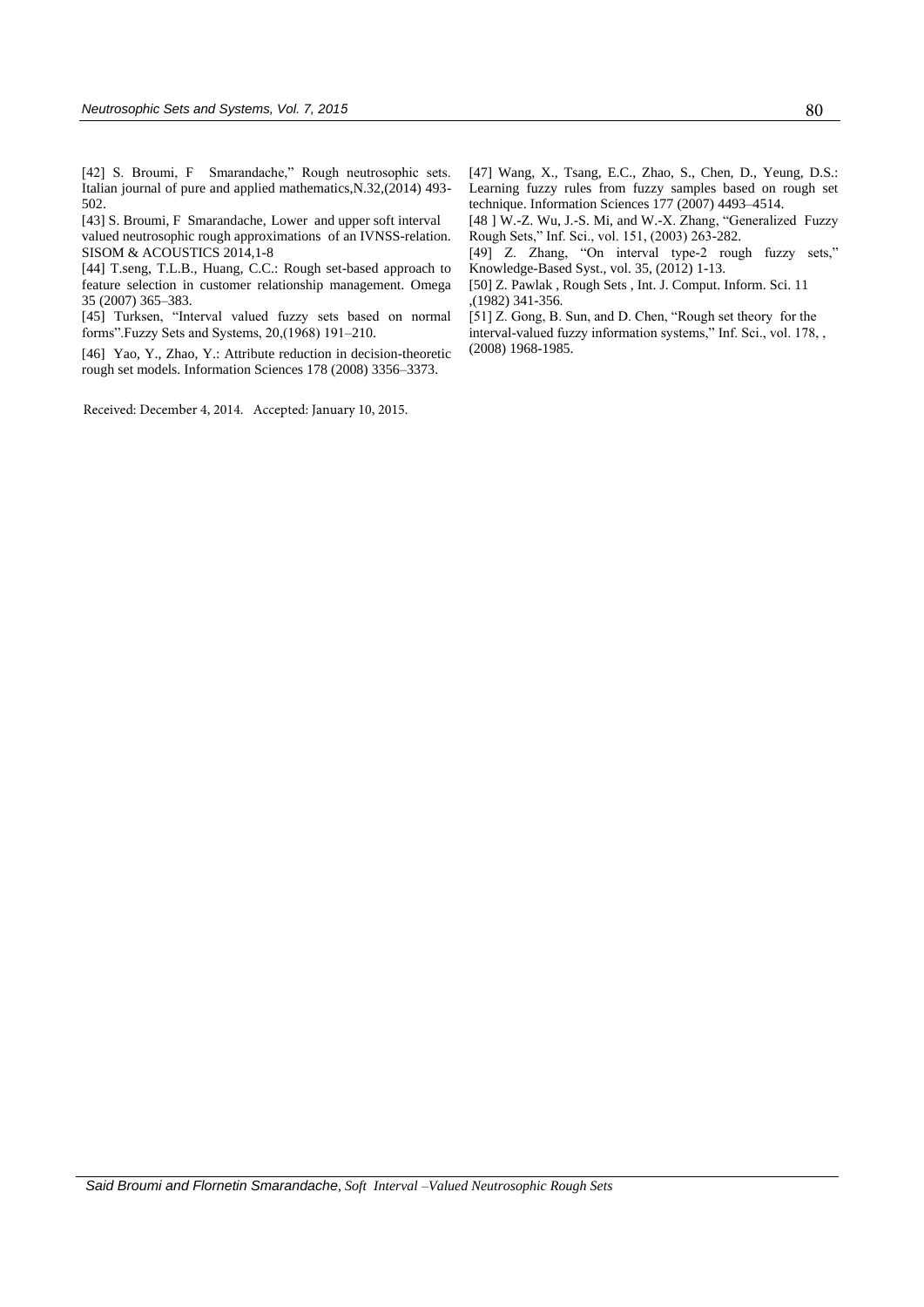[42] S. Broumi, F Smarandache," Rough neutrosophic sets. Italian journal of pure and applied mathematics,N.32,(2014) 493-502.

[43] S. Broumi, F Smarandache, Lower and upper soft interval valued neutrosophic rough approximations of an IVNSS-relation. SISOM & ACOUSTICS 2014,1-8

[44] T.seng, T.L.B., Huang, C.C.: Rough set-based approach to feature selection in customer relationship management. Omega 35 (2007) 365–383.

[45] Turksen, "Interval valued fuzzy sets based on normal forms".Fuzzy Sets and Systems, 20,(1968) 191–210.

[46] Yao, Y., Zhao, Y.: Attribute reduction in decision-theoretic rough set models. Information Sciences 178 (2008) 3356–3373.

[47] Wang, X., Tsang, E.C., Zhao, S., Chen, D., Yeung, D.S.: Learning fuzzy rules from fuzzy samples based on rough set technique. Information Sciences 177 (2007) 4493–4514.

[48 ] W.-Z. Wu, J.-S. Mi, and W.-X. Zhang, "Generalized Fuzzy Rough Sets," Inf. Sci., vol. 151, (2003) 263-282.

[49] Z. Zhang, "On interval type-2 rough fuzzy sets," Knowledge-Based Syst., vol. 35, (2012) 1-13.

[50] Z. Pawlak , Rough Sets , Int. J. Comput. Inform. Sci. 11 ,(1982) 341-356.

[51] Z. Gong, B. Sun, and D. Chen, "Rough set theory for the interval-valued fuzzy information systems," Inf. Sci., vol. 178, , (2008) 1968-1985.

Received: December 4, 2014. Accepted: January 10, 2015.